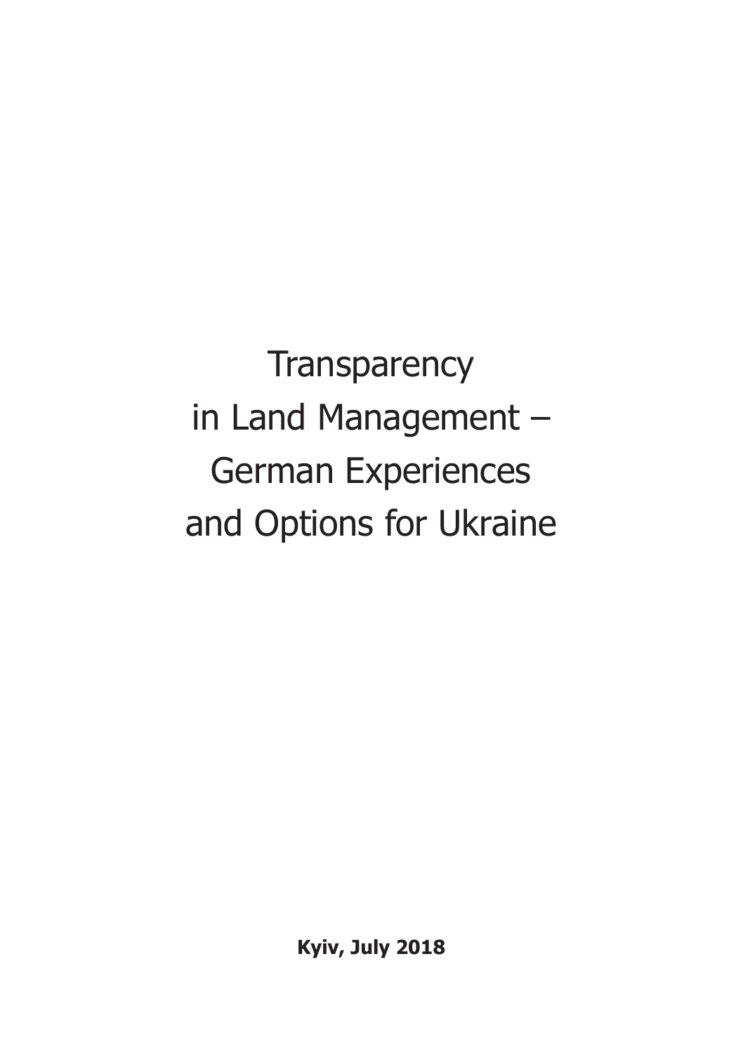# Transparency in Land Management – German Experiences and Options for Ukraine

**Kyiv, July 2018**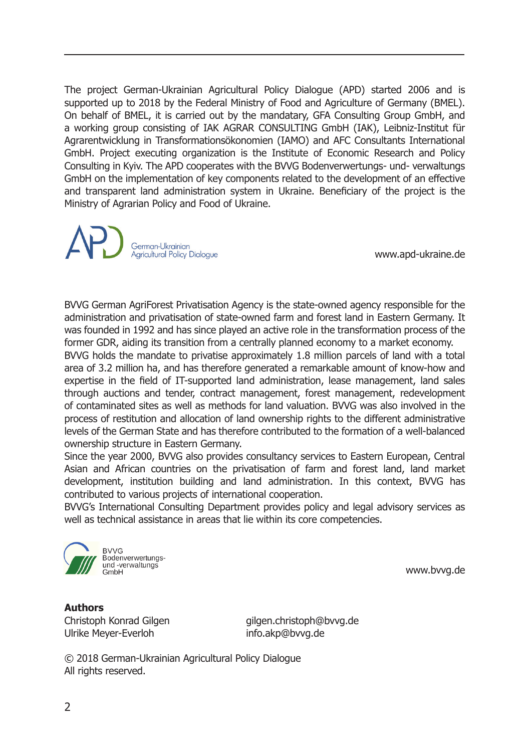The project German-Ukrainian Agricultural Policy Dialogue (APD) started 2006 and is supported up to 2018 by the Federal Ministry of Food and Agriculture of Germany (BMEL). On behalf of BMEL, it is carried out by the mandatary, GFA Consulting Group GmbH, and a working group consisting of IAK AGRAR CONSULTING GmbH (IAK), Leibniz-Institut für Agrarentwicklung in Transformationsökonomien (IAMO) and AFC Consultants International GmbH. Project executing organization is the Institute of Economic Research and Policy Consulting in Kyiv. The APD cooperates with the BVVG Bodenverwertungs- und- verwaltungs GmbH on the implementation of key components related to the development of an effective and transparent land administration system in Ukraine. Beneficiary of the project is the Ministry of Agrarian Policy and Food of Ukraine.

German-Ukrainian Agricultural Policy Dialogue

www.apd-ukraine.de

BVVG German AgriForest Privatisation Agency is the state-owned agency responsible for the administration and privatisation of state-owned farm and forest land in Eastern Germany. It was founded in 1992 and has since played an active role in the transformation process of the former GDR, aiding its transition from a centrally planned economy to a market economy.
BVVG holds the mandate to privatise approximately 1.8 million parcels of land with a total area of 3.2 million ha, and has therefore generated a remarkable amount of know-how and expertise in the field of IT-supported land administration, lease management, land sales through auctions and tender, contract management, forest management, redevelopment of contaminated sites as well as methods for land valuation. BVVG was also involved in the process of restitution and allocation of land ownership rights to the different administrative levels of the German State and has therefore contributed to the formation of a well-balanced ownership structure in Eastern Germany.
Since the year 2000, BVVG also provides consultancy services to Eastern European, Central Asian and African countries on the privatisation of farm and forest land, land market development, institution building and land administration. In this context, BVVG has contributed to various projects of international cooperation.
BVVG's International Consulting Department provides policy and legal advisory services as well as technical assistance in areas that lie within its core competencies.

BVVG Bodenverwertungs- und -verwaltungs GmbH

www.bvvg.de

**Authors**

Christoph Konrad Gilgen — gilgen.christoph@bvvg.de
Ulrike Meyer-Everloh — info.akp@bvvg.de

© 2018 German-Ukrainian Agricultural Policy Dialogue
All rights reserved.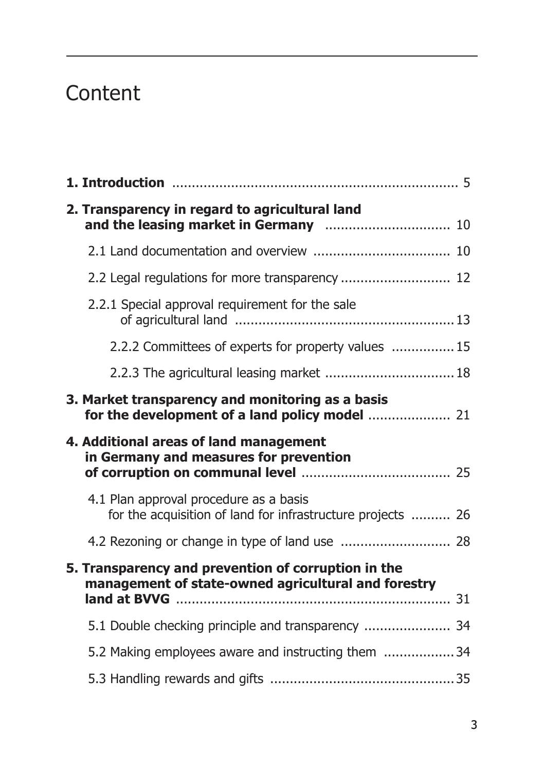# Content

**1. Introduction** ........................................................................ 5

**2. Transparency in regard to agricultural land and the leasing market in Germany** ................................ 10

2.1 Land documentation and overview .................................. 10

2.2 Legal regulations for more transparency ............................ 12

2.2.1 Special approval requirement for the sale of agricultural land ........................................................ 13

2.2.2 Committees of experts for property values ................ 15

2.2.3 The agricultural leasing market .................................. 18

**3. Market transparency and monitoring as a basis for the development of a land policy model** ..................... 21

**4. Additional areas of land management in Germany and measures for prevention of corruption on communal level** ...................................... 25

4.1 Plan approval procedure as a basis for the acquisition of land for infrastructure projects .......... 26

4.2 Rezoning or change in type of land use ............................ 28

**5. Transparency and prevention of corruption in the management of state-owned agricultural and forestry land at BVVG** ...................................................................... 31

5.1 Double checking principle and transparency ...................... 34

5.2 Making employees aware and instructing them .................. 34

5.3 Handling rewards and gifts ............................................... 35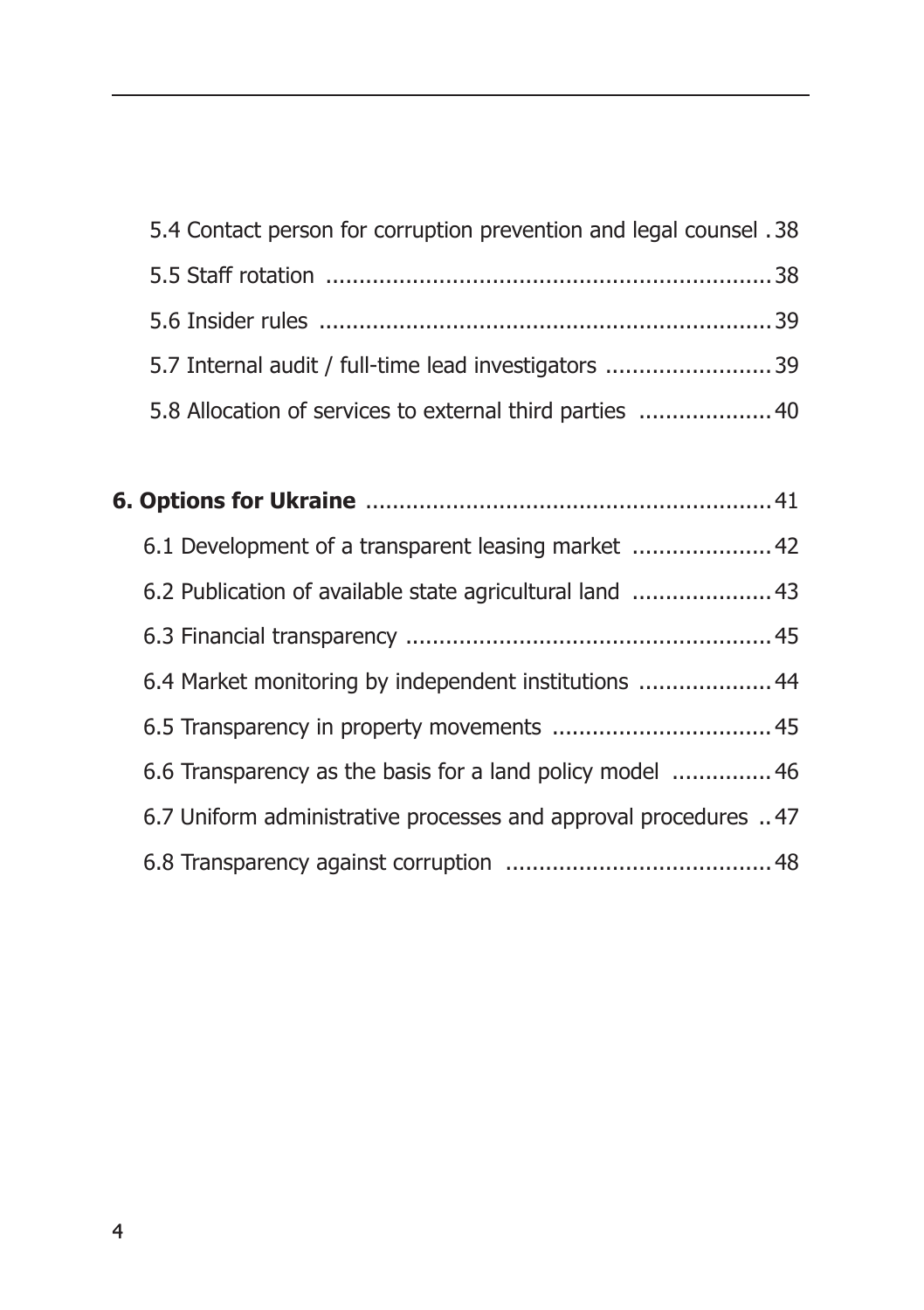5.4 Contact person for corruption prevention and legal counsel . 38

5.5 Staff rotation ... 38

5.6 Insider rules ... 39

5.7 Internal audit / full-time lead investigators ... 39

5.8 Allocation of services to external third parties ... 40

**6. Options for Ukraine** ... 41

6.1 Development of a transparent leasing market ... 42

6.2 Publication of available state agricultural land ... 43

6.3 Financial transparency ... 45

6.4 Market monitoring by independent institutions ... 44

6.5 Transparency in property movements ... 45

6.6 Transparency as the basis for a land policy model ... 46

6.7 Uniform administrative processes and approval procedures .. 47

6.8 Transparency against corruption ... 48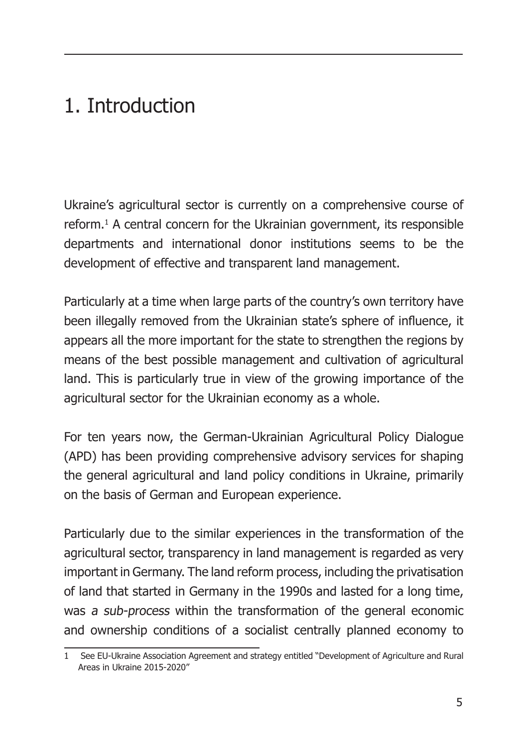# 1. Introduction

Ukraine's agricultural sector is currently on a comprehensive course of reform.[1] A central concern for the Ukrainian government, its responsible departments and international donor institutions seems to be the development of effective and transparent land management.

Particularly at a time when large parts of the country's own territory have been illegally removed from the Ukrainian state's sphere of influence, it appears all the more important for the state to strengthen the regions by means of the best possible management and cultivation of agricultural land. This is particularly true in view of the growing importance of the agricultural sector for the Ukrainian economy as a whole.

For ten years now, the German-Ukrainian Agricultural Policy Dialogue (APD) has been providing comprehensive advisory services for shaping the general agricultural and land policy conditions in Ukraine, primarily on the basis of German and European experience.

Particularly due to the similar experiences in the transformation of the agricultural sector, transparency in land management is regarded as very important in Germany. The land reform process, including the privatisation of land that started in Germany in the 1990s and lasted for a long time, was *a sub-process* within the transformation of the general economic and ownership conditions of a socialist centrally planned economy to

---

1 See EU-Ukraine Association Agreement and strategy entitled "Development of Agriculture and Rural Areas in Ukraine 2015-2020"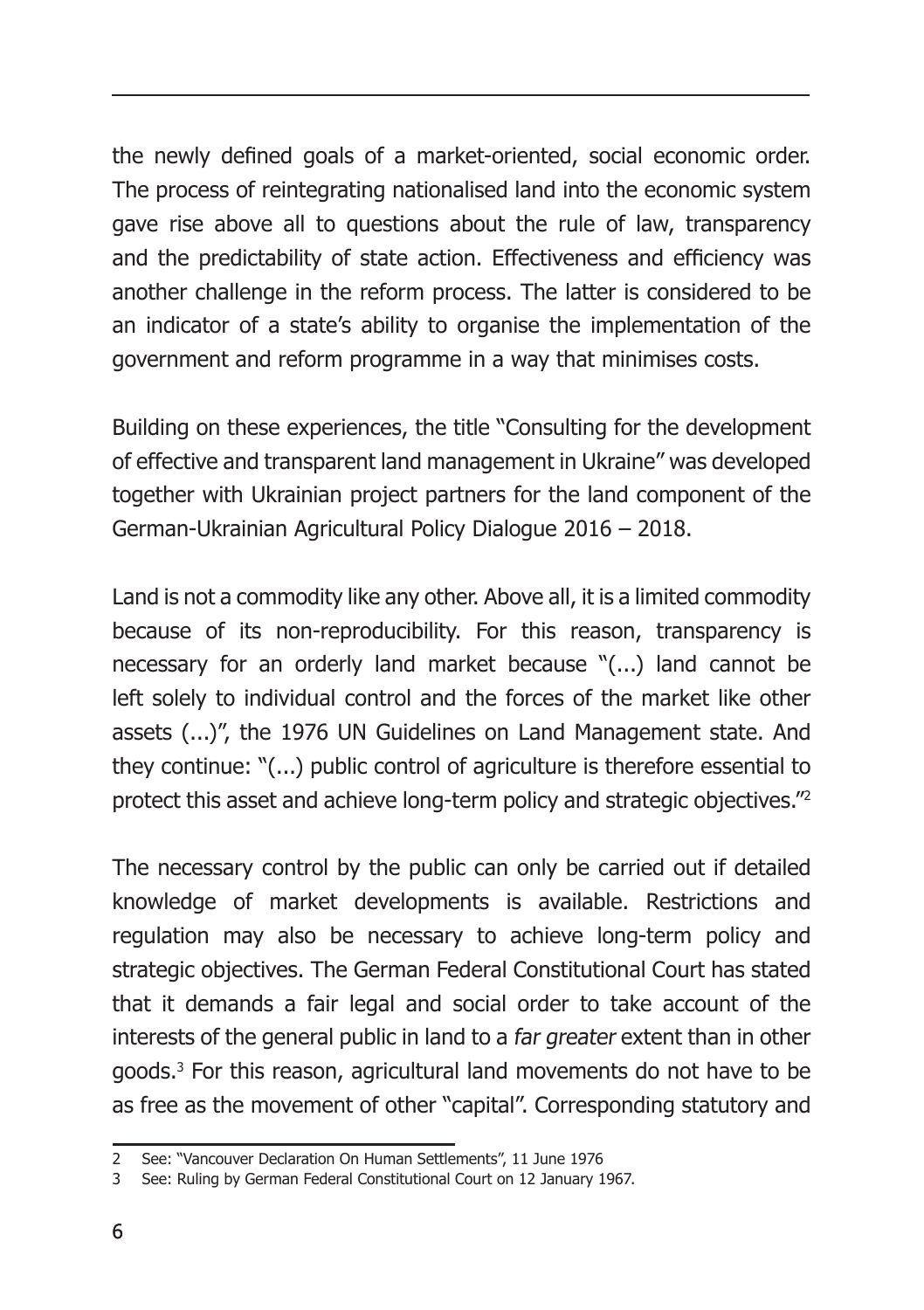the newly defined goals of a market-oriented, social economic order. The process of reintegrating nationalised land into the economic system gave rise above all to questions about the rule of law, transparency and the predictability of state action. Effectiveness and efficiency was another challenge in the reform process. The latter is considered to be an indicator of a state's ability to organise the implementation of the government and reform programme in a way that minimises costs.

Building on these experiences, the title "Consulting for the development of effective and transparent land management in Ukraine" was developed together with Ukrainian project partners for the land component of the German-Ukrainian Agricultural Policy Dialogue 2016 – 2018.

Land is not a commodity like any other. Above all, it is a limited commodity because of its non-reproducibility. For this reason, transparency is necessary for an orderly land market because "(...) land cannot be left solely to individual control and the forces of the market like other assets (...)", the 1976 UN Guidelines on Land Management state. And they continue: "(...) public control of agriculture is therefore essential to protect this asset and achieve long-term policy and strategic objectives."[2]

The necessary control by the public can only be carried out if detailed knowledge of market developments is available. Restrictions and regulation may also be necessary to achieve long-term policy and strategic objectives. The German Federal Constitutional Court has stated that it demands a fair legal and social order to take account of the interests of the general public in land to a *far greater* extent than in other goods.[3] For this reason, agricultural land movements do not have to be as free as the movement of other "capital". Corresponding statutory and

---

2 See: "Vancouver Declaration On Human Settlements", 11 June 1976

3 See: Ruling by German Federal Constitutional Court on 12 January 1967.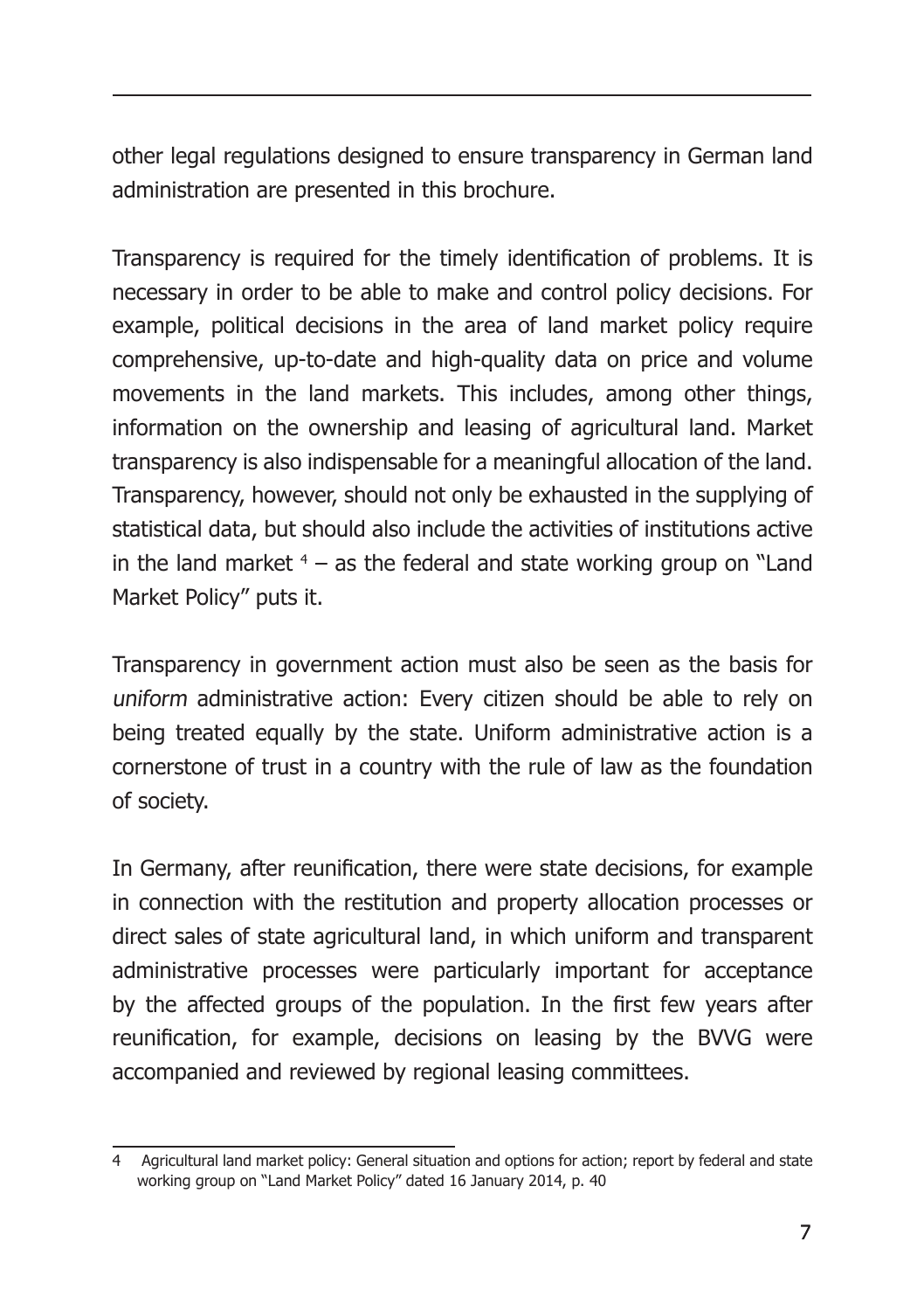other legal regulations designed to ensure transparency in German land administration are presented in this brochure.

Transparency is required for the timely identification of problems. It is necessary in order to be able to make and control policy decisions. For example, political decisions in the area of land market policy require comprehensive, up-to-date and high-quality data on price and volume movements in the land markets. This includes, among other things, information on the ownership and leasing of agricultural land. Market transparency is also indispensable for a meaningful allocation of the land. Transparency, however, should not only be exhausted in the supplying of statistical data, but should also include the activities of institutions active in the land market [4] – as the federal and state working group on "Land Market Policy" puts it.

Transparency in government action must also be seen as the basis for *uniform* administrative action: Every citizen should be able to rely on being treated equally by the state. Uniform administrative action is a cornerstone of trust in a country with the rule of law as the foundation of society.

In Germany, after reunification, there were state decisions, for example in connection with the restitution and property allocation processes or direct sales of state agricultural land, in which uniform and transparent administrative processes were particularly important for acceptance by the affected groups of the population. In the first few years after reunification, for example, decisions on leasing by the BVVG were accompanied and reviewed by regional leasing committees.

---

4 Agricultural land market policy: General situation and options for action; report by federal and state working group on "Land Market Policy" dated 16 January 2014, p. 40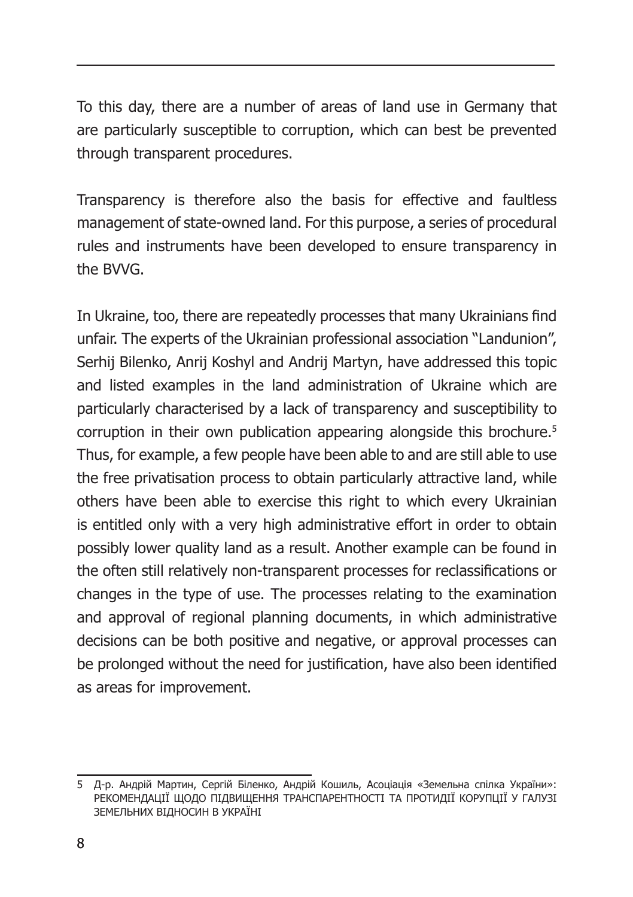To this day, there are a number of areas of land use in Germany that are particularly susceptible to corruption, which can best be prevented through transparent procedures.

Transparency is therefore also the basis for effective and faultless management of state-owned land. For this purpose, a series of procedural rules and instruments have been developed to ensure transparency in the BVVG.

In Ukraine, too, there are repeatedly processes that many Ukrainians find unfair. The experts of the Ukrainian professional association "Landunion", Serhij Bilenko, Anrij Koshyl and Andrij Martyn, have addressed this topic and listed examples in the land administration of Ukraine which are particularly characterised by a lack of transparency and susceptibility to corruption in their own publication appearing alongside this brochure.[5] Thus, for example, a few people have been able to and are still able to use the free privatisation process to obtain particularly attractive land, while others have been able to exercise this right to which every Ukrainian is entitled only with a very high administrative effort in order to obtain possibly lower quality land as a result. Another example can be found in the often still relatively non-transparent processes for reclassifications or changes in the type of use. The processes relating to the examination and approval of regional planning documents, in which administrative decisions can be both positive and negative, or approval processes can be prolonged without the need for justification, have also been identified as areas for improvement.

---

5 Д-р. Андрій Мартин, Сергій Біленко, Андрій Кошиль, Асоціація «Земельна спілка України»: РЕКОМЕНДАЦІЇ ЩОДО ПІДВИЩЕННЯ ТРАНСПАРЕНТНОСТІ ТА ПРОТИДІЇ КОРУПЦІЇ У ГАЛУЗІ ЗЕМЕЛЬНИХ ВІДНОСИН В УКРАЇНІ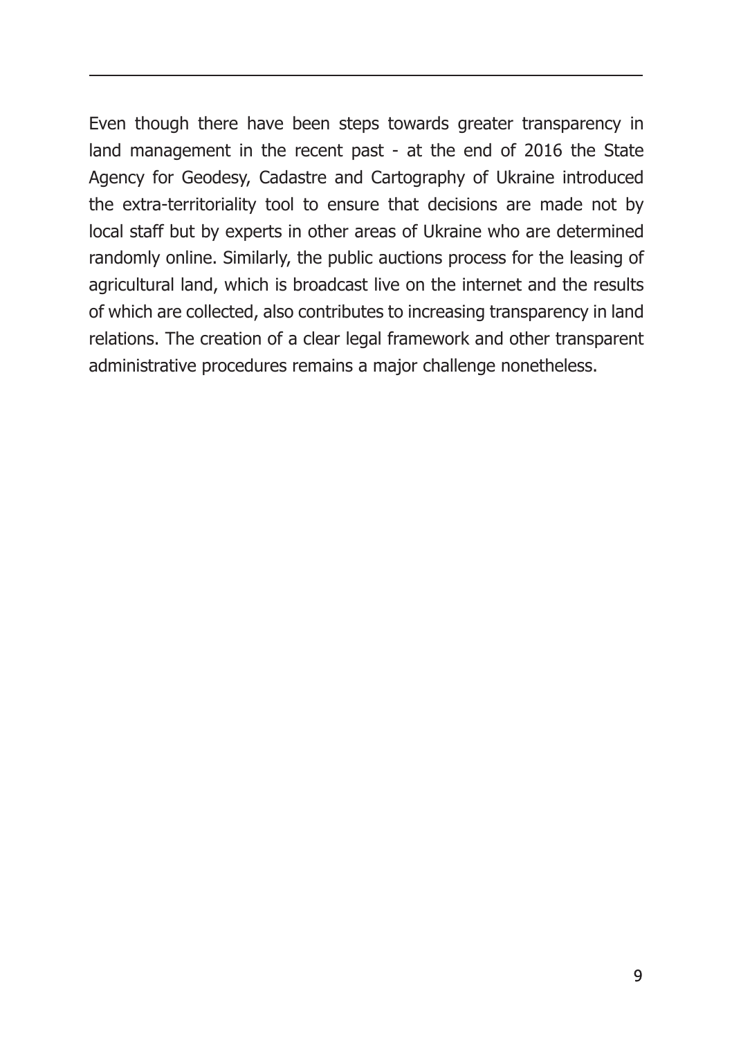Even though there have been steps towards greater transparency in land management in the recent past - at the end of 2016 the State Agency for Geodesy, Cadastre and Cartography of Ukraine introduced the extra-territoriality tool to ensure that decisions are made not by local staff but by experts in other areas of Ukraine who are determined randomly online. Similarly, the public auctions process for the leasing of agricultural land, which is broadcast live on the internet and the results of which are collected, also contributes to increasing transparency in land relations. The creation of a clear legal framework and other transparent administrative procedures remains a major challenge nonetheless.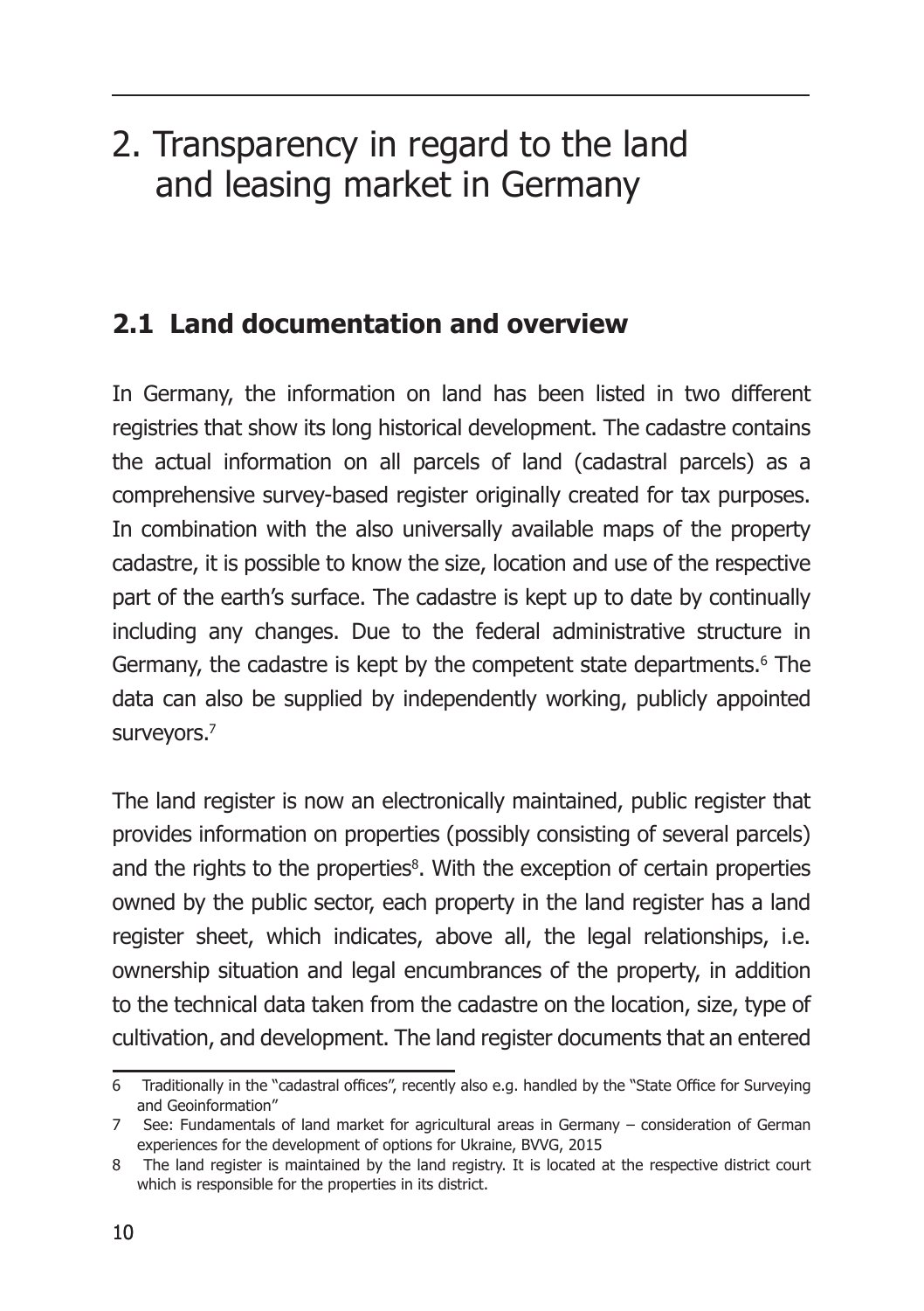# 2. Transparency in regard to the land and leasing market in Germany

## 2.1 Land documentation and overview

In Germany, the information on land has been listed in two different registries that show its long historical development. The cadastre contains the actual information on all parcels of land (cadastral parcels) as a comprehensive survey-based register originally created for tax purposes. In combination with the also universally available maps of the property cadastre, it is possible to know the size, location and use of the respective part of the earth's surface. The cadastre is kept up to date by continually including any changes. Due to the federal administrative structure in Germany, the cadastre is kept by the competent state departments.[6] The data can also be supplied by independently working, publicly appointed surveyors.[7]

The land register is now an electronically maintained, public register that provides information on properties (possibly consisting of several parcels) and the rights to the properties[8]. With the exception of certain properties owned by the public sector, each property in the land register has a land register sheet, which indicates, above all, the legal relationships, i.e. ownership situation and legal encumbrances of the property, in addition to the technical data taken from the cadastre on the location, size, type of cultivation, and development. The land register documents that an entered

---

6 Traditionally in the "cadastral offices", recently also e.g. handled by the "State Office for Surveying and Geoinformation"

7 See: Fundamentals of land market for agricultural areas in Germany – consideration of German experiences for the development of options for Ukraine, BVVG, 2015

8 The land register is maintained by the land registry. It is located at the respective district court which is responsible for the properties in its district.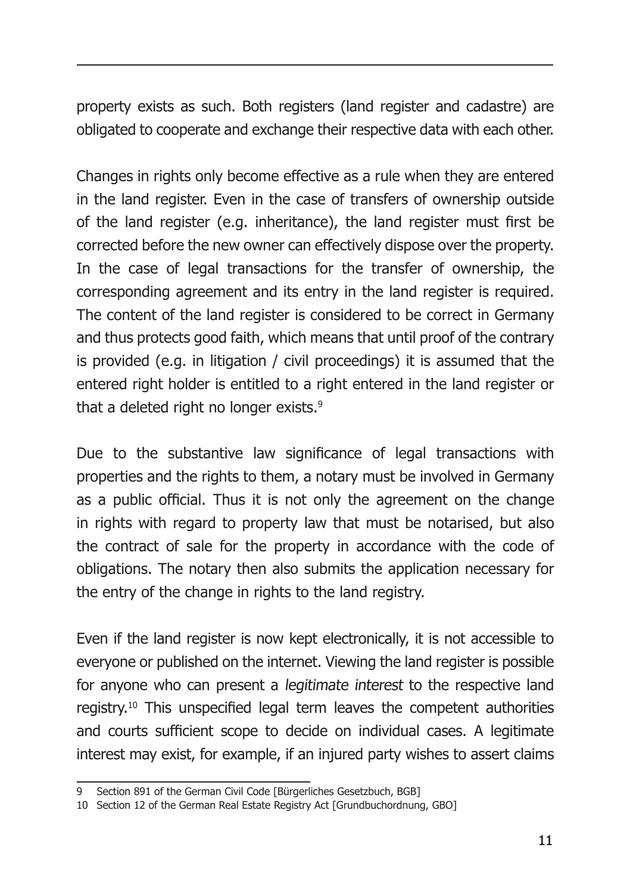property exists as such. Both registers (land register and cadastre) are obligated to cooperate and exchange their respective data with each other.

Changes in rights only become effective as a rule when they are entered in the land register. Even in the case of transfers of ownership outside of the land register (e.g. inheritance), the land register must first be corrected before the new owner can effectively dispose over the property. In the case of legal transactions for the transfer of ownership, the corresponding agreement and its entry in the land register is required. The content of the land register is considered to be correct in Germany and thus protects good faith, which means that until proof of the contrary is provided (e.g. in litigation / civil proceedings) it is assumed that the entered right holder is entitled to a right entered in the land register or that a deleted right no longer exists.[9]

Due to the substantive law significance of legal transactions with properties and the rights to them, a notary must be involved in Germany as a public official. Thus it is not only the agreement on the change in rights with regard to property law that must be notarised, but also the contract of sale for the property in accordance with the code of obligations. The notary then also submits the application necessary for the entry of the change in rights to the land registry.

Even if the land register is now kept electronically, it is not accessible to everyone or published on the internet. Viewing the land register is possible for anyone who can present a *legitimate interest* to the respective land registry.[10] This unspecified legal term leaves the competent authorities and courts sufficient scope to decide on individual cases. A legitimate interest may exist, for example, if an injured party wishes to assert claims

---

9 Section 891 of the German Civil Code [Bürgerliches Gesetzbuch, BGB]

10 Section 12 of the German Real Estate Registry Act [Grundbuchordnung, GBO]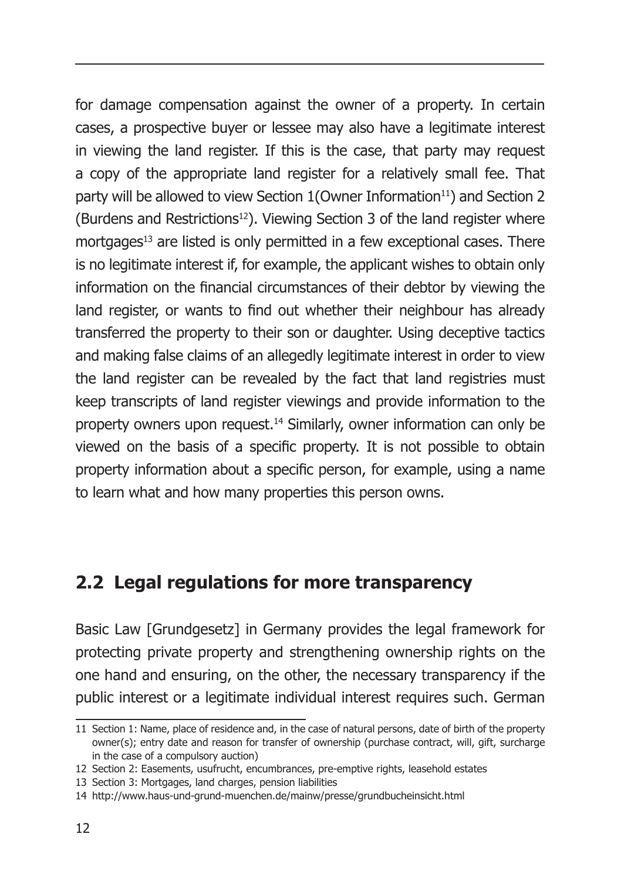for damage compensation against the owner of a property. In certain cases, a prospective buyer or lessee may also have a legitimate interest in viewing the land register. If this is the case, that party may request a copy of the appropriate land register for a relatively small fee. That party will be allowed to view Section 1(Owner Information[11]) and Section 2 (Burdens and Restrictions[12]). Viewing Section 3 of the land register where mortgages[13] are listed is only permitted in a few exceptional cases. There is no legitimate interest if, for example, the applicant wishes to obtain only information on the financial circumstances of their debtor by viewing the land register, or wants to find out whether their neighbour has already transferred the property to their son or daughter. Using deceptive tactics and making false claims of an allegedly legitimate interest in order to view the land register can be revealed by the fact that land registries must keep transcripts of land register viewings and provide information to the property owners upon request.[14] Similarly, owner information can only be viewed on the basis of a specific property. It is not possible to obtain property information about a specific person, for example, using a name to learn what and how many properties this person owns.

## 2.2 Legal regulations for more transparency

Basic Law [Grundgesetz] in Germany provides the legal framework for protecting private property and strengthening ownership rights on the one hand and ensuring, on the other, the necessary transparency if the public interest or a legitimate individual interest requires such. German

---

11 Section 1: Name, place of residence and, in the case of natural persons, date of birth of the property owner(s); entry date and reason for transfer of ownership (purchase contract, will, gift, surcharge in the case of a compulsory auction)

12 Section 2: Easements, usufrucht, encumbrances, pre-emptive rights, leasehold estates

13 Section 3: Mortgages, land charges, pension liabilities

14 http://www.haus-und-grund-muenchen.de/mainw/presse/grundbucheinsicht.html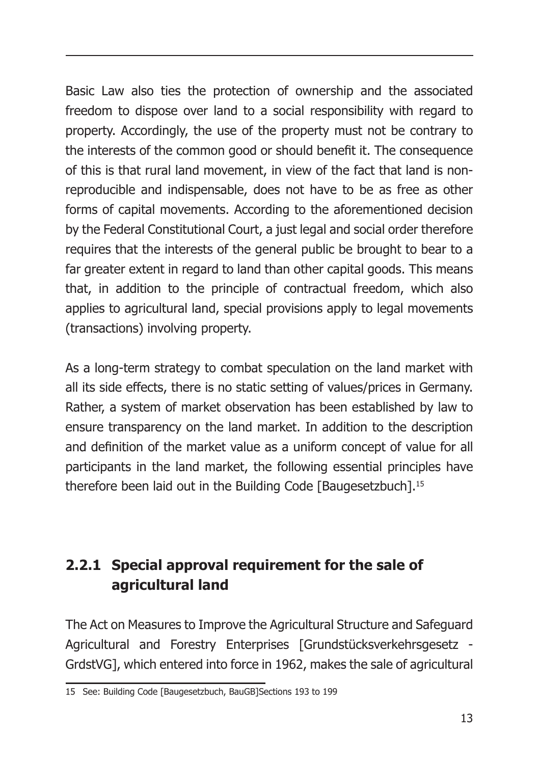Basic Law also ties the protection of ownership and the associated freedom to dispose over land to a social responsibility with regard to property. Accordingly, the use of the property must not be contrary to the interests of the common good or should benefit it. The consequence of this is that rural land movement, in view of the fact that land is non-reproducible and indispensable, does not have to be as free as other forms of capital movements. According to the aforementioned decision by the Federal Constitutional Court, a just legal and social order therefore requires that the interests of the general public be brought to bear to a far greater extent in regard to land than other capital goods. This means that, in addition to the principle of contractual freedom, which also applies to agricultural land, special provisions apply to legal movements (transactions) involving property.

As a long-term strategy to combat speculation on the land market with all its side effects, there is no static setting of values/prices in Germany. Rather, a system of market observation has been established by law to ensure transparency on the land market. In addition to the description and definition of the market value as a uniform concept of value for all participants in the land market, the following essential principles have therefore been laid out in the Building Code [Baugesetzbuch].[15]

### 2.2.1 Special approval requirement for the sale of agricultural land

The Act on Measures to Improve the Agricultural Structure and Safeguard Agricultural and Forestry Enterprises [Grundstücksverkehrsgesetz - GrdstVG], which entered into force in 1962, makes the sale of agricultural

15 See: Building Code [Baugesetzbuch, BauGB]Sections 193 to 199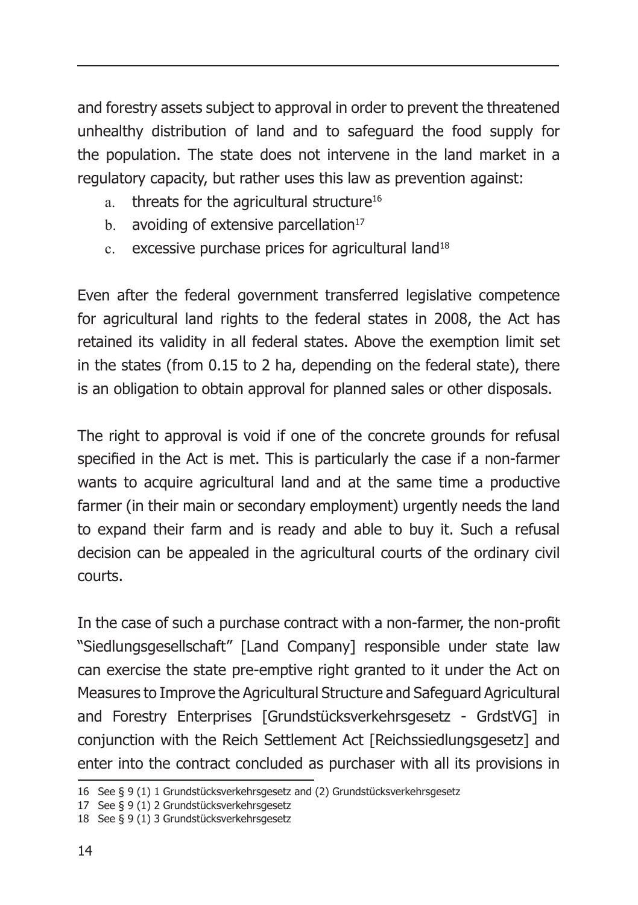and forestry assets subject to approval in order to prevent the threatened unhealthy distribution of land and to safeguard the food supply for the population. The state does not intervene in the land market in a regulatory capacity, but rather uses this law as prevention against:

a. threats for the agricultural structure[16]
b. avoiding of extensive parcellation[17]
c. excessive purchase prices for agricultural land[18]

Even after the federal government transferred legislative competence for agricultural land rights to the federal states in 2008, the Act has retained its validity in all federal states. Above the exemption limit set in the states (from 0.15 to 2 ha, depending on the federal state), there is an obligation to obtain approval for planned sales or other disposals.

The right to approval is void if one of the concrete grounds for refusal specified in the Act is met. This is particularly the case if a non-farmer wants to acquire agricultural land and at the same time a productive farmer (in their main or secondary employment) urgently needs the land to expand their farm and is ready and able to buy it. Such a refusal decision can be appealed in the agricultural courts of the ordinary civil courts.

In the case of such a purchase contract with a non-farmer, the non-profit "Siedlungsgesellschaft" [Land Company] responsible under state law can exercise the state pre-emptive right granted to it under the Act on Measures to Improve the Agricultural Structure and Safeguard Agricultural and Forestry Enterprises [Grundstücksverkehrsgesetz - GrdstVG] in conjunction with the Reich Settlement Act [Reichssiedlungsgesetz] and enter into the contract concluded as purchaser with all its provisions in

16 See § 9 (1) 1 Grundstücksverkehrsgesetz and (2) Grundstücksverkehrsgesetz
17 See § 9 (1) 2 Grundstücksverkehrsgesetz
18 See § 9 (1) 3 Grundstücksverkehrsgesetz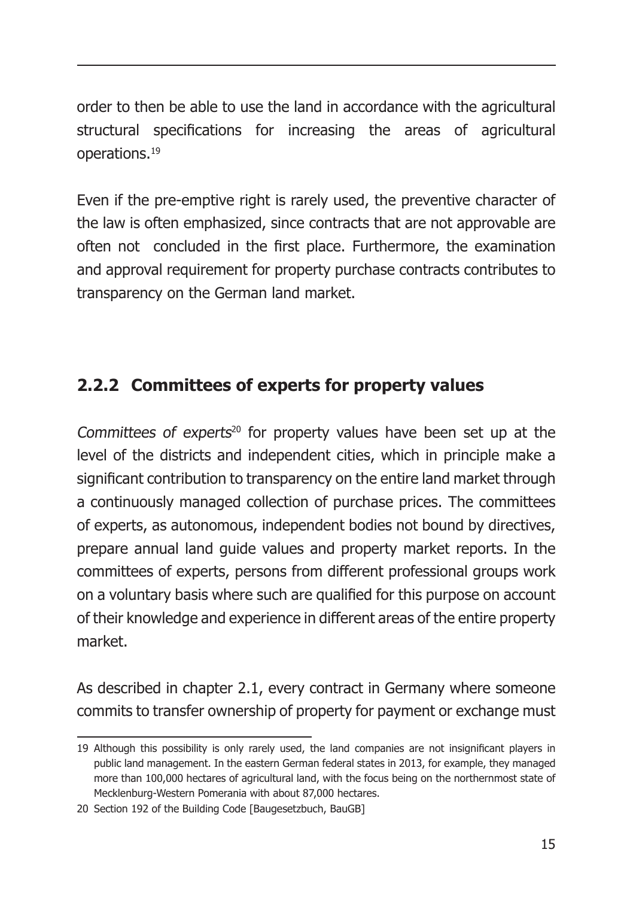order to then be able to use the land in accordance with the agricultural structural specifications for increasing the areas of agricultural operations.[19]

Even if the pre-emptive right is rarely used, the preventive character of the law is often emphasized, since contracts that are not approvable are often not concluded in the first place. Furthermore, the examination and approval requirement for property purchase contracts contributes to transparency on the German land market.

### 2.2.2 Committees of experts for property values

*Committees of experts*[20] for property values have been set up at the level of the districts and independent cities, which in principle make a significant contribution to transparency on the entire land market through a continuously managed collection of purchase prices. The committees of experts, as autonomous, independent bodies not bound by directives, prepare annual land guide values and property market reports. In the committees of experts, persons from different professional groups work on a voluntary basis where such are qualified for this purpose on account of their knowledge and experience in different areas of the entire property market.

As described in chapter 2.1, every contract in Germany where someone commits to transfer ownership of property for payment or exchange must

---

19 Although this possibility is only rarely used, the land companies are not insignificant players in public land management. In the eastern German federal states in 2013, for example, they managed more than 100,000 hectares of agricultural land, with the focus being on the northernmost state of Mecklenburg-Western Pomerania with about 87,000 hectares.

20 Section 192 of the Building Code [Baugesetzbuch, BauGB]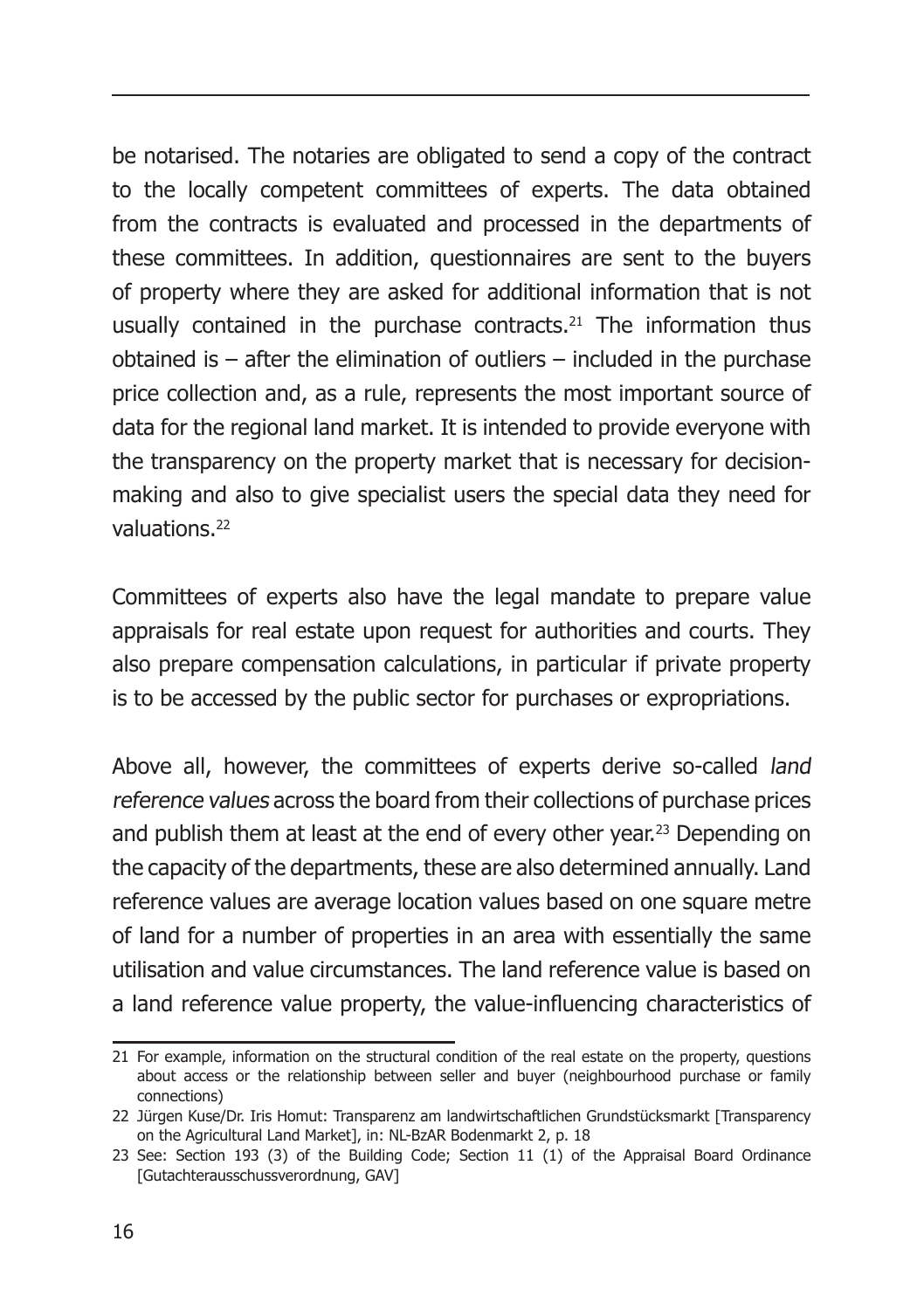be notarised. The notaries are obligated to send a copy of the contract to the locally competent committees of experts. The data obtained from the contracts is evaluated and processed in the departments of these committees. In addition, questionnaires are sent to the buyers of property where they are asked for additional information that is not usually contained in the purchase contracts.[21] The information thus obtained is – after the elimination of outliers – included in the purchase price collection and, as a rule, represents the most important source of data for the regional land market. It is intended to provide everyone with the transparency on the property market that is necessary for decision-making and also to give specialist users the special data they need for valuations.[22]

Committees of experts also have the legal mandate to prepare value appraisals for real estate upon request for authorities and courts. They also prepare compensation calculations, in particular if private property is to be accessed by the public sector for purchases or expropriations.

Above all, however, the committees of experts derive so-called *land reference values* across the board from their collections of purchase prices and publish them at least at the end of every other year.[23] Depending on the capacity of the departments, these are also determined annually. Land reference values are average location values based on one square metre of land for a number of properties in an area with essentially the same utilisation and value circumstances. The land reference value is based on a land reference value property, the value-influencing characteristics of

---

21 For example, information on the structural condition of the real estate on the property, questions about access or the relationship between seller and buyer (neighbourhood purchase or family connections)

22 Jürgen Kuse/Dr. Iris Homut: Transparenz am landwirtschaftlichen Grundstücksmarkt [Transparency on the Agricultural Land Market], in: NL-BzAR Bodenmarkt 2, p. 18

23 See: Section 193 (3) of the Building Code; Section 11 (1) of the Appraisal Board Ordinance [Gutachterausschussverordnung, GAV]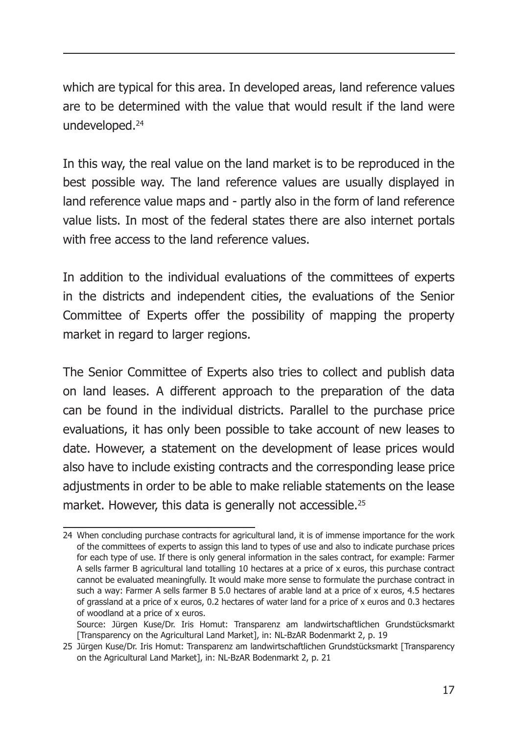which are typical for this area. In developed areas, land reference values are to be determined with the value that would result if the land were undeveloped.[24]

In this way, the real value on the land market is to be reproduced in the best possible way. The land reference values are usually displayed in land reference value maps and - partly also in the form of land reference value lists. In most of the federal states there are also internet portals with free access to the land reference values.

In addition to the individual evaluations of the committees of experts in the districts and independent cities, the evaluations of the Senior Committee of Experts offer the possibility of mapping the property market in regard to larger regions.

The Senior Committee of Experts also tries to collect and publish data on land leases. A different approach to the preparation of the data can be found in the individual districts. Parallel to the purchase price evaluations, it has only been possible to take account of new leases to date. However, a statement on the development of lease prices would also have to include existing contracts and the corresponding lease price adjustments in order to be able to make reliable statements on the lease market. However, this data is generally not accessible.[25]

---

24 When concluding purchase contracts for agricultural land, it is of immense importance for the work of the committees of experts to assign this land to types of use and also to indicate purchase prices for each type of use. If there is only general information in the sales contract, for example: Farmer A sells farmer B agricultural land totalling 10 hectares at a price of x euros, this purchase contract cannot be evaluated meaningfully. It would make more sense to formulate the purchase contract in such a way: Farmer A sells farmer B 5.0 hectares of arable land at a price of x euros, 4.5 hectares of grassland at a price of x euros, 0.2 hectares of water land for a price of x euros and 0.3 hectares of woodland at a price of x euros.
Source: Jürgen Kuse/Dr. Iris Homut: Transparenz am landwirtschaftlichen Grundstücksmarkt [Transparency on the Agricultural Land Market], in: NL-BzAR Bodenmarkt 2, p. 19

25 Jürgen Kuse/Dr. Iris Homut: Transparenz am landwirtschaftlichen Grundstücksmarkt [Transparency on the Agricultural Land Market], in: NL-BzAR Bodenmarkt 2, p. 21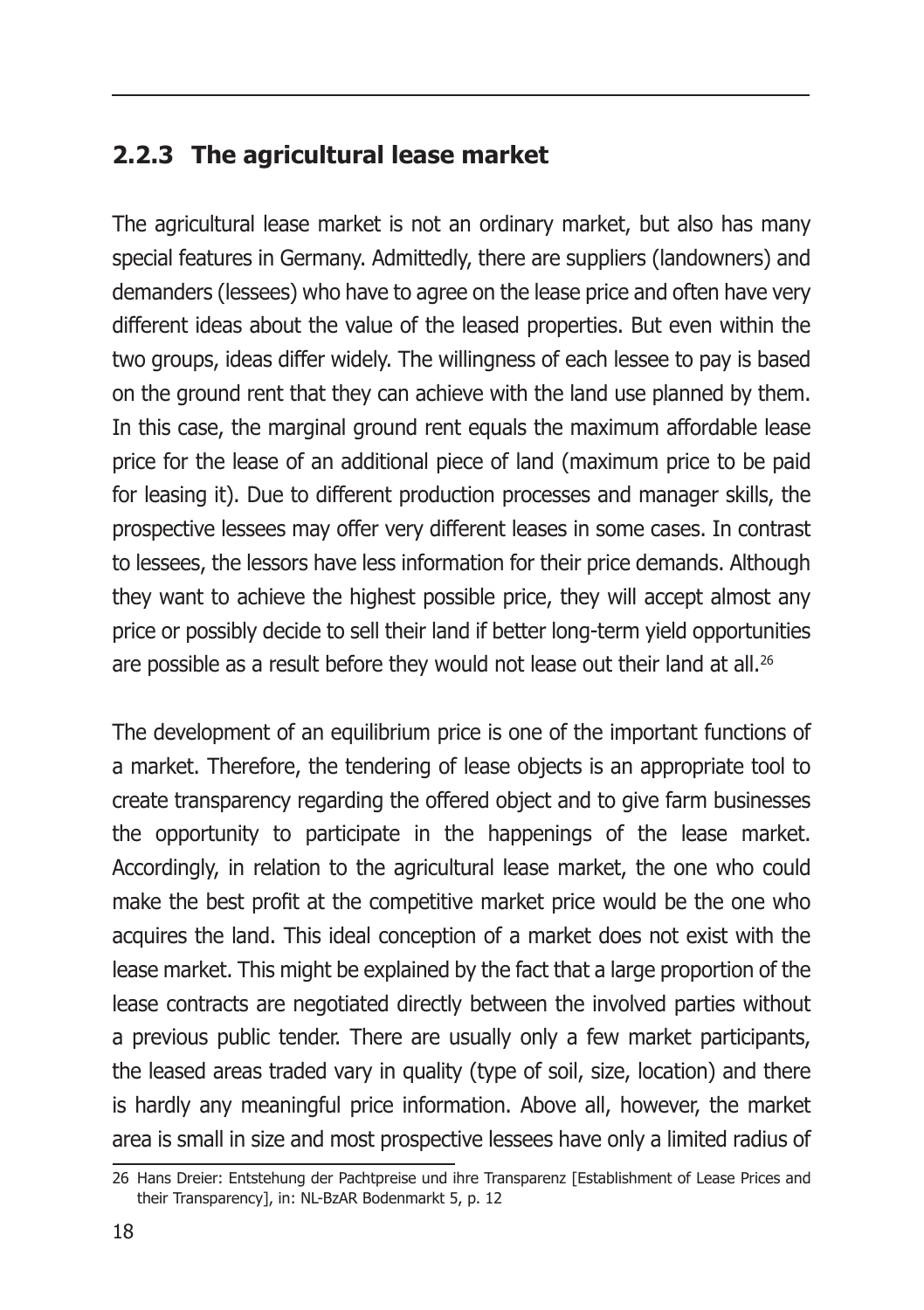### 2.2.3 The agricultural lease market

The agricultural lease market is not an ordinary market, but also has many special features in Germany. Admittedly, there are suppliers (landowners) and demanders (lessees) who have to agree on the lease price and often have very different ideas about the value of the leased properties. But even within the two groups, ideas differ widely. The willingness of each lessee to pay is based on the ground rent that they can achieve with the land use planned by them. In this case, the marginal ground rent equals the maximum affordable lease price for the lease of an additional piece of land (maximum price to be paid for leasing it). Due to different production processes and manager skills, the prospective lessees may offer very different leases in some cases. In contrast to lessees, the lessors have less information for their price demands. Although they want to achieve the highest possible price, they will accept almost any price or possibly decide to sell their land if better long-term yield opportunities are possible as a result before they would not lease out their land at all.[26]

The development of an equilibrium price is one of the important functions of a market. Therefore, the tendering of lease objects is an appropriate tool to create transparency regarding the offered object and to give farm businesses the opportunity to participate in the happenings of the lease market. Accordingly, in relation to the agricultural lease market, the one who could make the best profit at the competitive market price would be the one who acquires the land. This ideal conception of a market does not exist with the lease market. This might be explained by the fact that a large proportion of the lease contracts are negotiated directly between the involved parties without a previous public tender. There are usually only a few market participants, the leased areas traded vary in quality (type of soil, size, location) and there is hardly any meaningful price information. Above all, however, the market area is small in size and most prospective lessees have only a limited radius of

---

26 Hans Dreier: Entstehung der Pachtpreise und ihre Transparenz [Establishment of Lease Prices and their Transparency], in: NL-BzAR Bodenmarkt 5, p. 12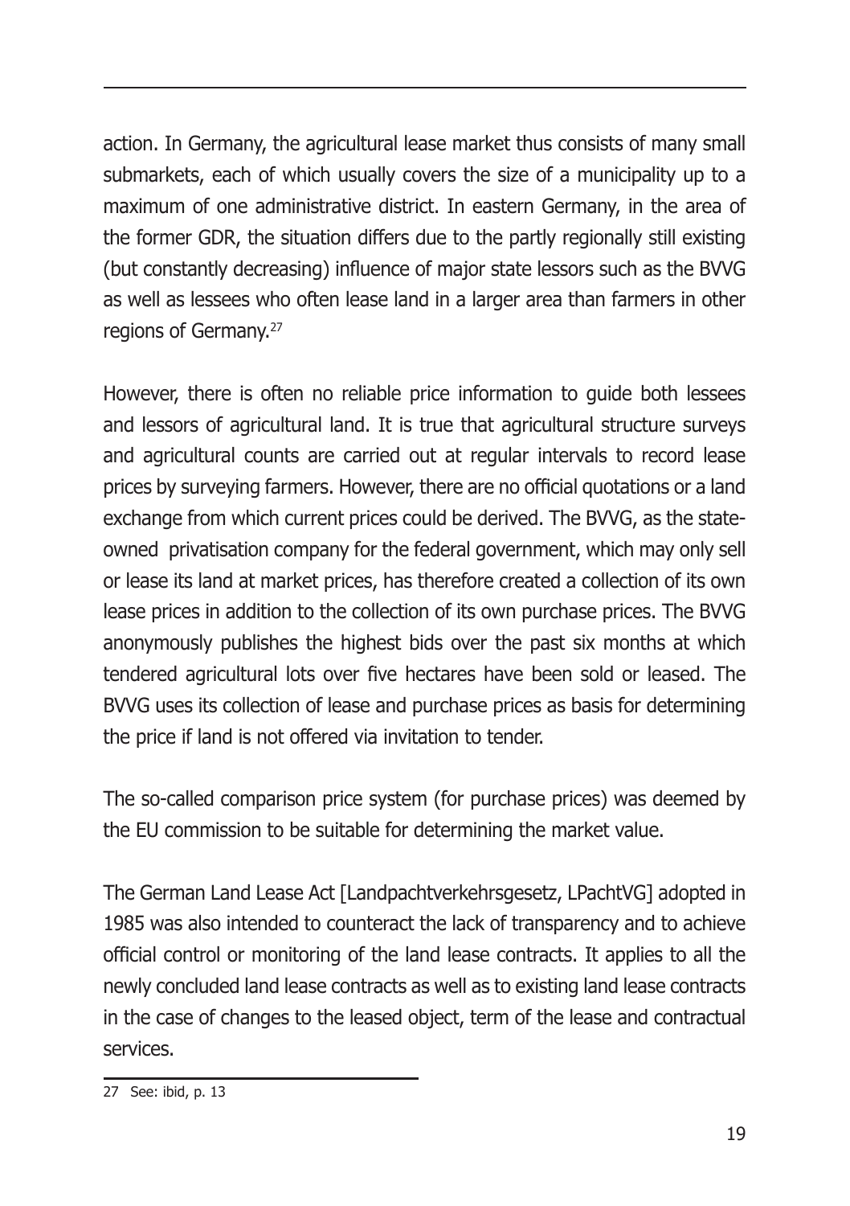action. In Germany, the agricultural lease market thus consists of many small submarkets, each of which usually covers the size of a municipality up to a maximum of one administrative district. In eastern Germany, in the area of the former GDR, the situation differs due to the partly regionally still existing (but constantly decreasing) influence of major state lessors such as the BVVG as well as lessees who often lease land in a larger area than farmers in other regions of Germany.[27]

However, there is often no reliable price information to guide both lessees and lessors of agricultural land. It is true that agricultural structure surveys and agricultural counts are carried out at regular intervals to record lease prices by surveying farmers. However, there are no official quotations or a land exchange from which current prices could be derived. The BVVG, as the state-owned privatisation company for the federal government, which may only sell or lease its land at market prices, has therefore created a collection of its own lease prices in addition to the collection of its own purchase prices. The BVVG anonymously publishes the highest bids over the past six months at which tendered agricultural lots over five hectares have been sold or leased. The BVVG uses its collection of lease and purchase prices as basis for determining the price if land is not offered via invitation to tender.

The so-called comparison price system (for purchase prices) was deemed by the EU commission to be suitable for determining the market value.

The German Land Lease Act [Landpachtverkehrsgesetz, LPachtVG] adopted in 1985 was also intended to counteract the lack of transparency and to achieve official control or monitoring of the land lease contracts. It applies to all the newly concluded land lease contracts as well as to existing land lease contracts in the case of changes to the leased object, term of the lease and contractual services.

27 See: ibid, p. 13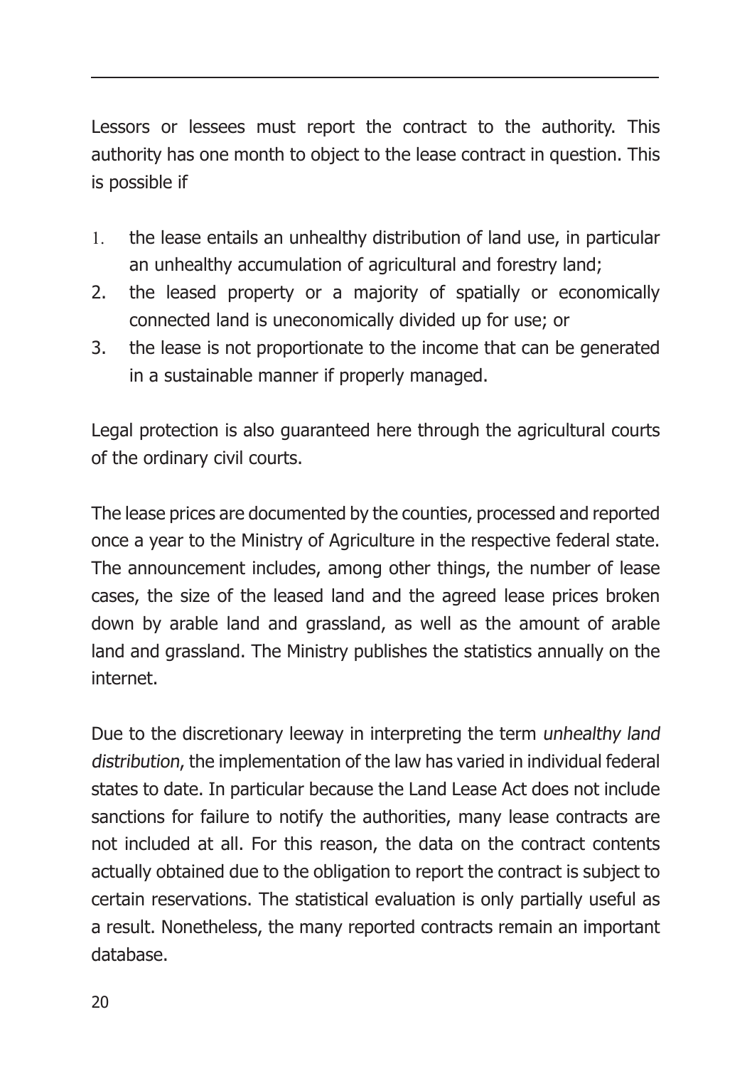Lessors or lessees must report the contract to the authority. This authority has one month to object to the lease contract in question. This is possible if

1. the lease entails an unhealthy distribution of land use, in particular an unhealthy accumulation of agricultural and forestry land;
2. the leased property or a majority of spatially or economically connected land is uneconomically divided up for use; or
3. the lease is not proportionate to the income that can be generated in a sustainable manner if properly managed.

Legal protection is also guaranteed here through the agricultural courts of the ordinary civil courts.

The lease prices are documented by the counties, processed and reported once a year to the Ministry of Agriculture in the respective federal state. The announcement includes, among other things, the number of lease cases, the size of the leased land and the agreed lease prices broken down by arable land and grassland, as well as the amount of arable land and grassland. The Ministry publishes the statistics annually on the internet.

Due to the discretionary leeway in interpreting the term *unhealthy land distribution*, the implementation of the law has varied in individual federal states to date. In particular because the Land Lease Act does not include sanctions for failure to notify the authorities, many lease contracts are not included at all. For this reason, the data on the contract contents actually obtained due to the obligation to report the contract is subject to certain reservations. The statistical evaluation is only partially useful as a result. Nonetheless, the many reported contracts remain an important database.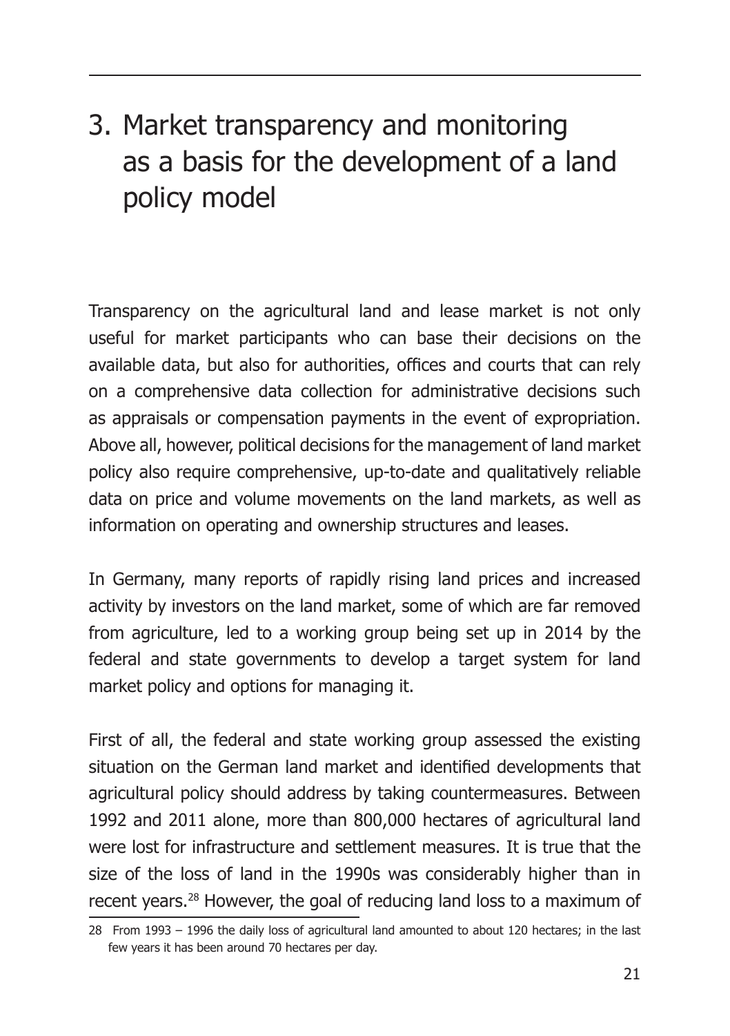# 3. Market transparency and monitoring as a basis for the development of a land policy model

Transparency on the agricultural land and lease market is not only useful for market participants who can base their decisions on the available data, but also for authorities, offices and courts that can rely on a comprehensive data collection for administrative decisions such as appraisals or compensation payments in the event of expropriation. Above all, however, political decisions for the management of land market policy also require comprehensive, up-to-date and qualitatively reliable data on price and volume movements on the land markets, as well as information on operating and ownership structures and leases.

In Germany, many reports of rapidly rising land prices and increased activity by investors on the land market, some of which are far removed from agriculture, led to a working group being set up in 2014 by the federal and state governments to develop a target system for land market policy and options for managing it.

First of all, the federal and state working group assessed the existing situation on the German land market and identified developments that agricultural policy should address by taking countermeasures. Between 1992 and 2011 alone, more than 800,000 hectares of agricultural land were lost for infrastructure and settlement measures. It is true that the size of the loss of land in the 1990s was considerably higher than in recent years.[28] However, the goal of reducing land loss to a maximum of

---

28 From 1993 – 1996 the daily loss of agricultural land amounted to about 120 hectares; in the last few years it has been around 70 hectares per day.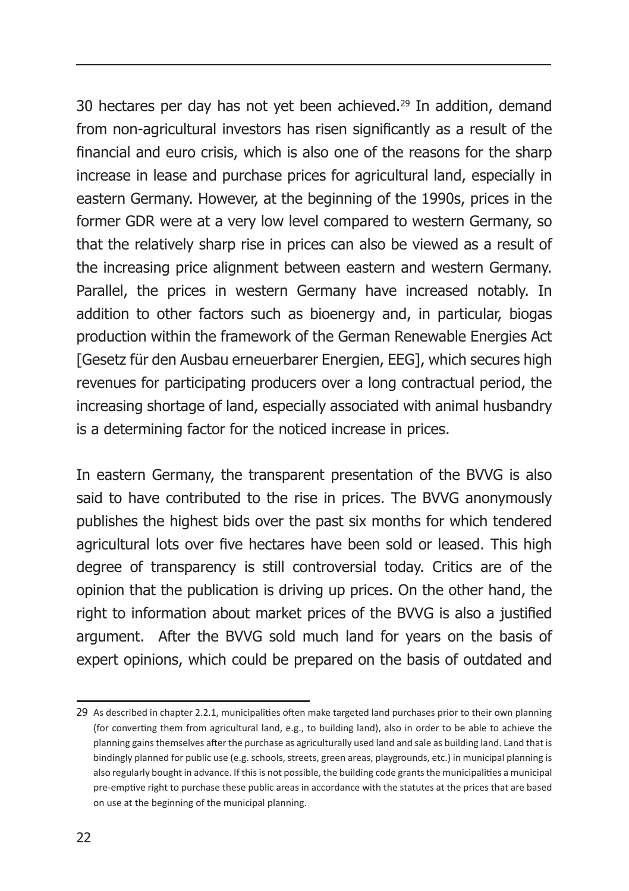30 hectares per day has not yet been achieved.[29] In addition, demand from non-agricultural investors has risen significantly as a result of the financial and euro crisis, which is also one of the reasons for the sharp increase in lease and purchase prices for agricultural land, especially in eastern Germany. However, at the beginning of the 1990s, prices in the former GDR were at a very low level compared to western Germany, so that the relatively sharp rise in prices can also be viewed as a result of the increasing price alignment between eastern and western Germany. Parallel, the prices in western Germany have increased notably. In addition to other factors such as bioenergy and, in particular, biogas production within the framework of the German Renewable Energies Act [Gesetz für den Ausbau erneuerbarer Energien, EEG], which secures high revenues for participating producers over a long contractual period, the increasing shortage of land, especially associated with animal husbandry is a determining factor for the noticed increase in prices.

In eastern Germany, the transparent presentation of the BVVG is also said to have contributed to the rise in prices. The BVVG anonymously publishes the highest bids over the past six months for which tendered agricultural lots over five hectares have been sold or leased. This high degree of transparency is still controversial today. Critics are of the opinion that the publication is driving up prices. On the other hand, the right to information about market prices of the BVVG is also a justified argument. After the BVVG sold much land for years on the basis of expert opinions, which could be prepared on the basis of outdated and

---

29 As described in chapter 2.2.1, municipalities often make targeted land purchases prior to their own planning (for converting them from agricultural land, e.g., to building land), also in order to be able to achieve the planning gains themselves after the purchase as agriculturally used land and sale as building land. Land that is bindingly planned for public use (e.g. schools, streets, green areas, playgrounds, etc.) in municipal planning is also regularly bought in advance. If this is not possible, the building code grants the municipalities a municipal pre-emptive right to purchase these public areas in accordance with the statutes at the prices that are based on use at the beginning of the municipal planning.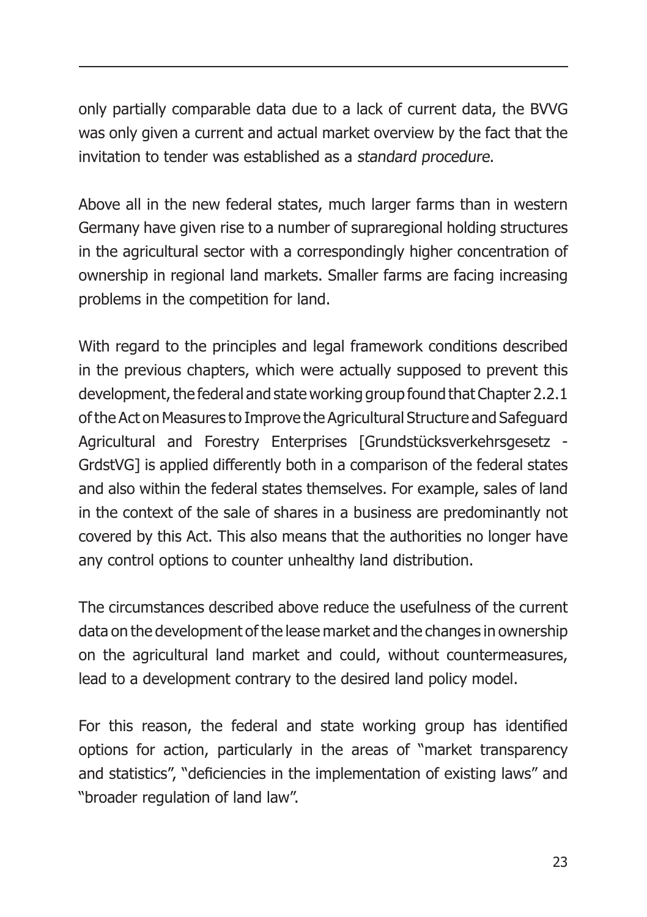only partially comparable data due to a lack of current data, the BVVG was only given a current and actual market overview by the fact that the invitation to tender was established as a *standard procedure*.

Above all in the new federal states, much larger farms than in western Germany have given rise to a number of supraregional holding structures in the agricultural sector with a correspondingly higher concentration of ownership in regional land markets. Smaller farms are facing increasing problems in the competition for land.

With regard to the principles and legal framework conditions described in the previous chapters, which were actually supposed to prevent this development, the federal and state working group found that Chapter 2.2.1 of the Act on Measures to Improve the Agricultural Structure and Safeguard Agricultural and Forestry Enterprises [Grundstücksverkehrsgesetz - GrdstVG] is applied differently both in a comparison of the federal states and also within the federal states themselves. For example, sales of land in the context of the sale of shares in a business are predominantly not covered by this Act. This also means that the authorities no longer have any control options to counter unhealthy land distribution.

The circumstances described above reduce the usefulness of the current data on the development of the lease market and the changes in ownership on the agricultural land market and could, without countermeasures, lead to a development contrary to the desired land policy model.

For this reason, the federal and state working group has identified options for action, particularly in the areas of "market transparency and statistics", "deficiencies in the implementation of existing laws" and "broader regulation of land law".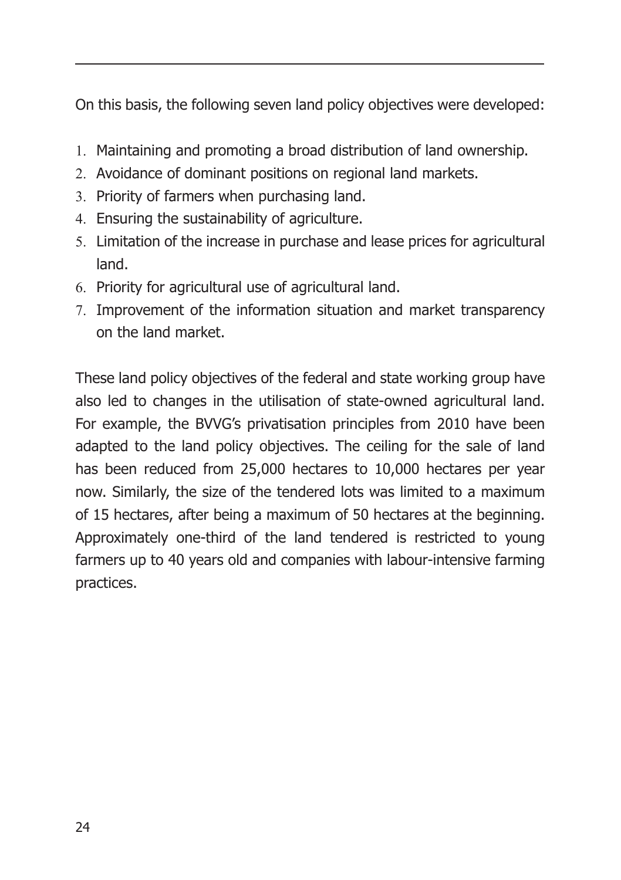On this basis, the following seven land policy objectives were developed:

1. Maintaining and promoting a broad distribution of land ownership.
2. Avoidance of dominant positions on regional land markets.
3. Priority of farmers when purchasing land.
4. Ensuring the sustainability of agriculture.
5. Limitation of the increase in purchase and lease prices for agricultural land.
6. Priority for agricultural use of agricultural land.
7. Improvement of the information situation and market transparency on the land market.

These land policy objectives of the federal and state working group have also led to changes in the utilisation of state-owned agricultural land. For example, the BVVG's privatisation principles from 2010 have been adapted to the land policy objectives. The ceiling for the sale of land has been reduced from 25,000 hectares to 10,000 hectares per year now. Similarly, the size of the tendered lots was limited to a maximum of 15 hectares, after being a maximum of 50 hectares at the beginning. Approximately one-third of the land tendered is restricted to young farmers up to 40 years old and companies with labour-intensive farming practices.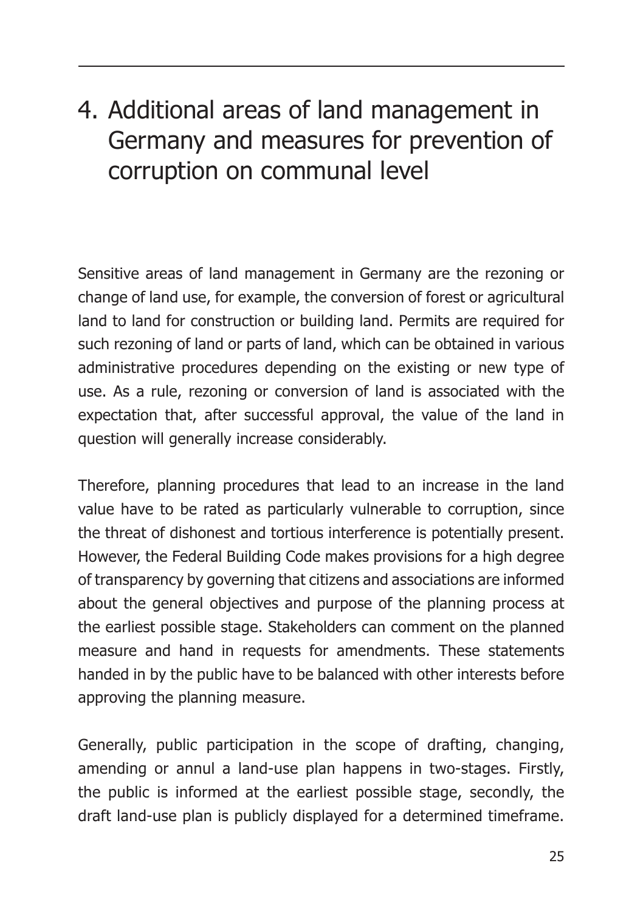# 4. Additional areas of land management in Germany and measures for prevention of corruption on communal level

Sensitive areas of land management in Germany are the rezoning or change of land use, for example, the conversion of forest or agricultural land to land for construction or building land. Permits are required for such rezoning of land or parts of land, which can be obtained in various administrative procedures depending on the existing or new type of use. As a rule, rezoning or conversion of land is associated with the expectation that, after successful approval, the value of the land in question will generally increase considerably.

Therefore, planning procedures that lead to an increase in the land value have to be rated as particularly vulnerable to corruption, since the threat of dishonest and tortious interference is potentially present. However, the Federal Building Code makes provisions for a high degree of transparency by governing that citizens and associations are informed about the general objectives and purpose of the planning process at the earliest possible stage. Stakeholders can comment on the planned measure and hand in requests for amendments. These statements handed in by the public have to be balanced with other interests before approving the planning measure.

Generally, public participation in the scope of drafting, changing, amending or annul a land-use plan happens in two-stages. Firstly, the public is informed at the earliest possible stage, secondly, the draft land-use plan is publicly displayed for a determined timeframe.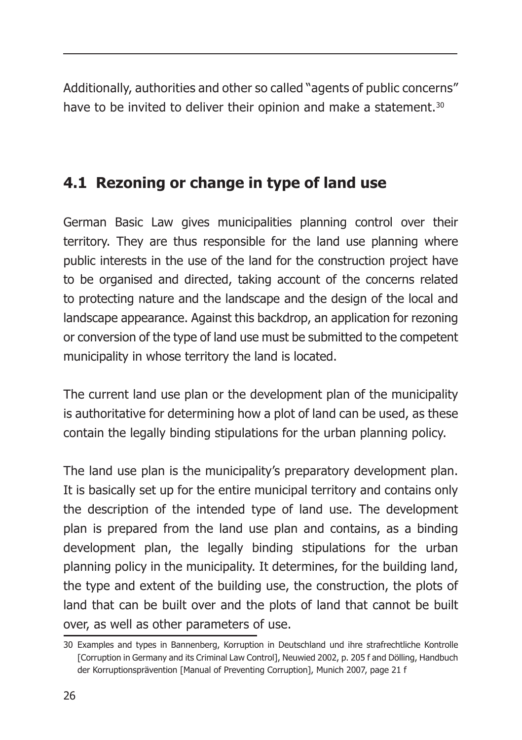Additionally, authorities and other so called "agents of public concerns" have to be invited to deliver their opinion and make a statement.[30]

## 4.1 Rezoning or change in type of land use

German Basic Law gives municipalities planning control over their territory. They are thus responsible for the land use planning where public interests in the use of the land for the construction project have to be organised and directed, taking account of the concerns related to protecting nature and the landscape and the design of the local and landscape appearance. Against this backdrop, an application for rezoning or conversion of the type of land use must be submitted to the competent municipality in whose territory the land is located.

The current land use plan or the development plan of the municipality is authoritative for determining how a plot of land can be used, as these contain the legally binding stipulations for the urban planning policy.

The land use plan is the municipality's preparatory development plan. It is basically set up for the entire municipal territory and contains only the description of the intended type of land use. The development plan is prepared from the land use plan and contains, as a binding development plan, the legally binding stipulations for the urban planning policy in the municipality. It determines, for the building land, the type and extent of the building use, the construction, the plots of land that can be built over and the plots of land that cannot be built over, as well as other parameters of use.

30 Examples and types in Bannenberg, Korruption in Deutschland und ihre strafrechtliche Kontrolle [Corruption in Germany and its Criminal Law Control], Neuwied 2002, p. 205 f and Dölling, Handbuch der Korruptionsprävention [Manual of Preventing Corruption], Munich 2007, page 21 f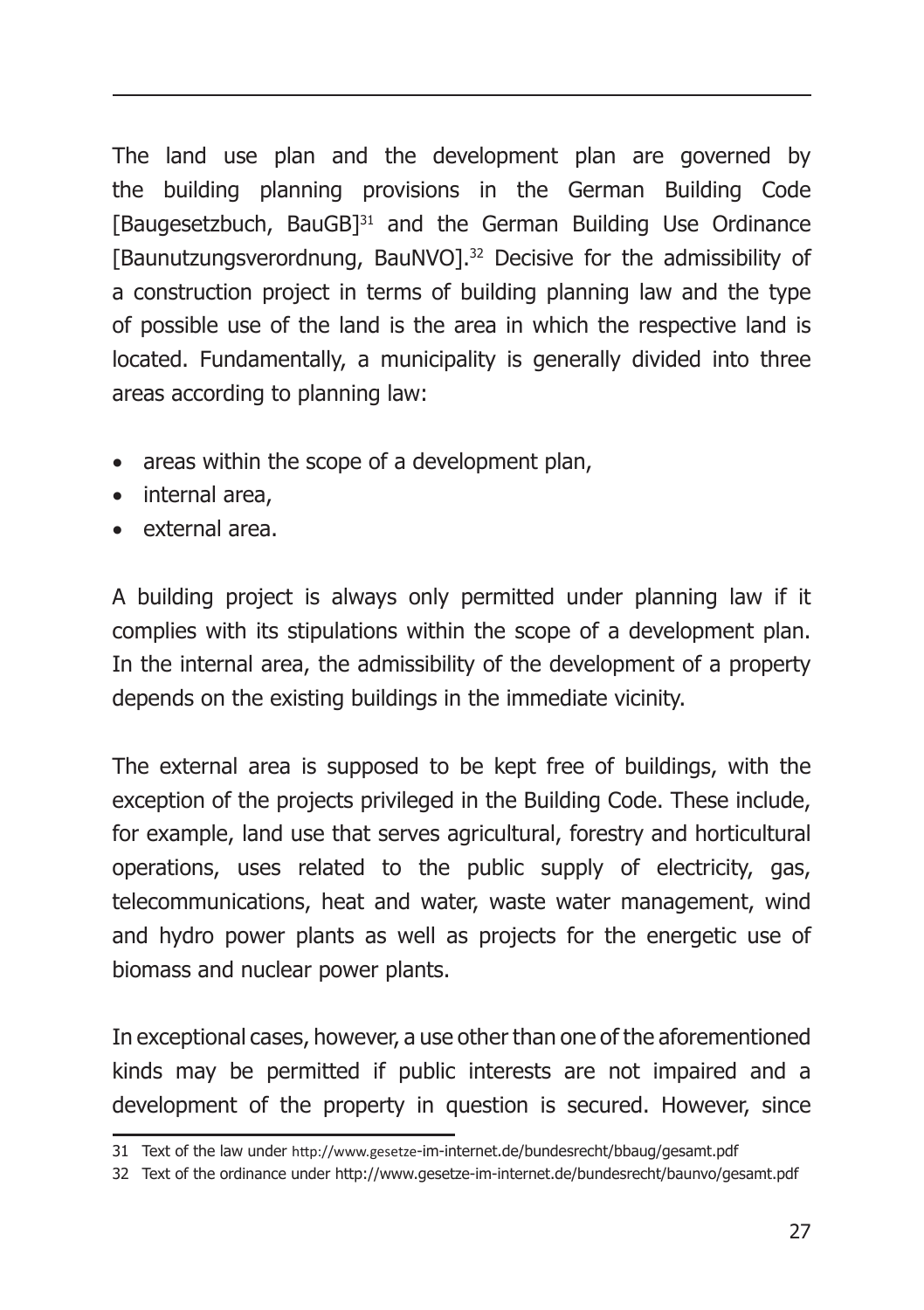The land use plan and the development plan are governed by the building planning provisions in the German Building Code [Baugesetzbuch, BauGB][31] and the German Building Use Ordinance [Baunutzungsverordnung, BauNVO].[32] Decisive for the admissibility of a construction project in terms of building planning law and the type of possible use of the land is the area in which the respective land is located. Fundamentally, a municipality is generally divided into three areas according to planning law:

- areas within the scope of a development plan,
- internal area,
- external area.

A building project is always only permitted under planning law if it complies with its stipulations within the scope of a development plan. In the internal area, the admissibility of the development of a property depends on the existing buildings in the immediate vicinity.

The external area is supposed to be kept free of buildings, with the exception of the projects privileged in the Building Code. These include, for example, land use that serves agricultural, forestry and horticultural operations, uses related to the public supply of electricity, gas, telecommunications, heat and water, waste water management, wind and hydro power plants as well as projects for the energetic use of biomass and nuclear power plants.

In exceptional cases, however, a use other than one of the aforementioned kinds may be permitted if public interests are not impaired and a development of the property in question is secured. However, since

---

31 Text of the law under http://www.gesetze-im-internet.de/bundesrecht/bbaug/gesamt.pdf

32 Text of the ordinance under http://www.gesetze-im-internet.de/bundesrecht/baunvo/gesamt.pdf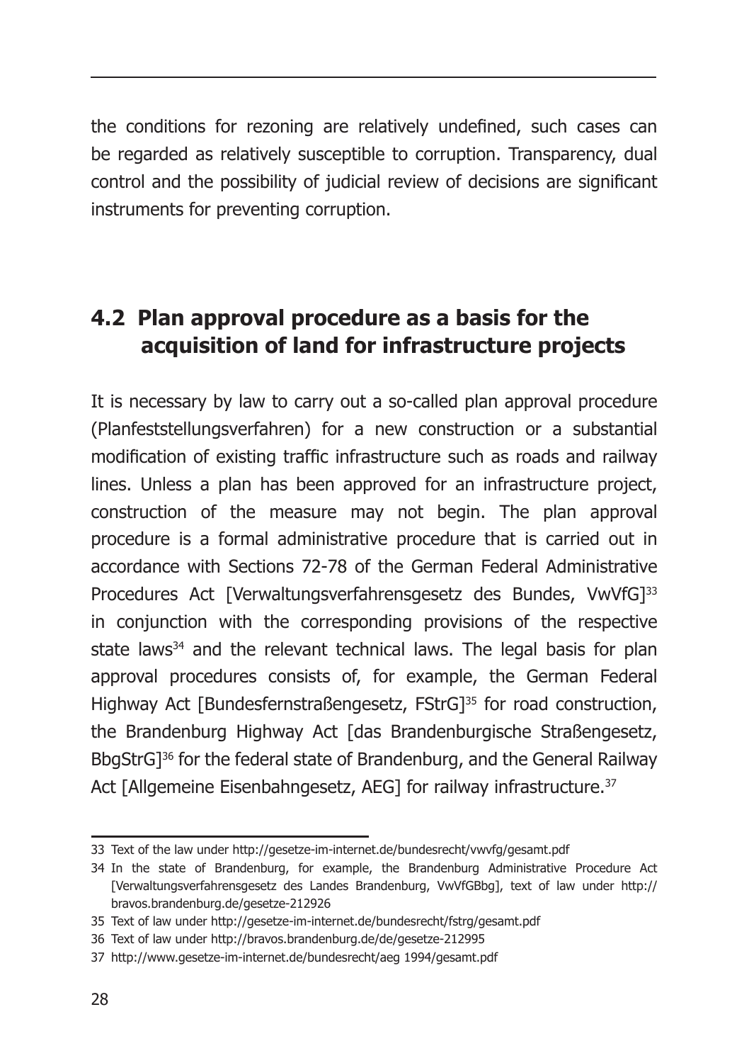the conditions for rezoning are relatively undefined, such cases can be regarded as relatively susceptible to corruption. Transparency, dual control and the possibility of judicial review of decisions are significant instruments for preventing corruption.

## 4.2 Plan approval procedure as a basis for the acquisition of land for infrastructure projects

It is necessary by law to carry out a so-called plan approval procedure (Planfeststellungsverfahren) for a new construction or a substantial modification of existing traffic infrastructure such as roads and railway lines. Unless a plan has been approved for an infrastructure project, construction of the measure may not begin. The plan approval procedure is a formal administrative procedure that is carried out in accordance with Sections 72-78 of the German Federal Administrative Procedures Act [Verwaltungsverfahrensgesetz des Bundes, VwVfG][33] in conjunction with the corresponding provisions of the respective state laws[34] and the relevant technical laws. The legal basis for plan approval procedures consists of, for example, the German Federal Highway Act [Bundesfernstraßengesetz, FStrG][35] for road construction, the Brandenburg Highway Act [das Brandenburgische Straßengesetz, BbgStrG][36] for the federal state of Brandenburg, and the General Railway Act [Allgemeine Eisenbahngesetz, AEG] for railway infrastructure.[37]

---

33 Text of the law under http://gesetze-im-internet.de/bundesrecht/vwvfg/gesamt.pdf

34 In the state of Brandenburg, for example, the Brandenburg Administrative Procedure Act [Verwaltungsverfahrensgesetz des Landes Brandenburg, VwVfGBbg], text of law under http://bravos.brandenburg.de/gesetze-212926

35 Text of law under http://gesetze-im-internet.de/bundesrecht/fstrg/gesamt.pdf

36 Text of law under http://bravos.brandenburg.de/de/gesetze-212995

37 http://www.gesetze-im-internet.de/bundesrecht/aeg 1994/gesamt.pdf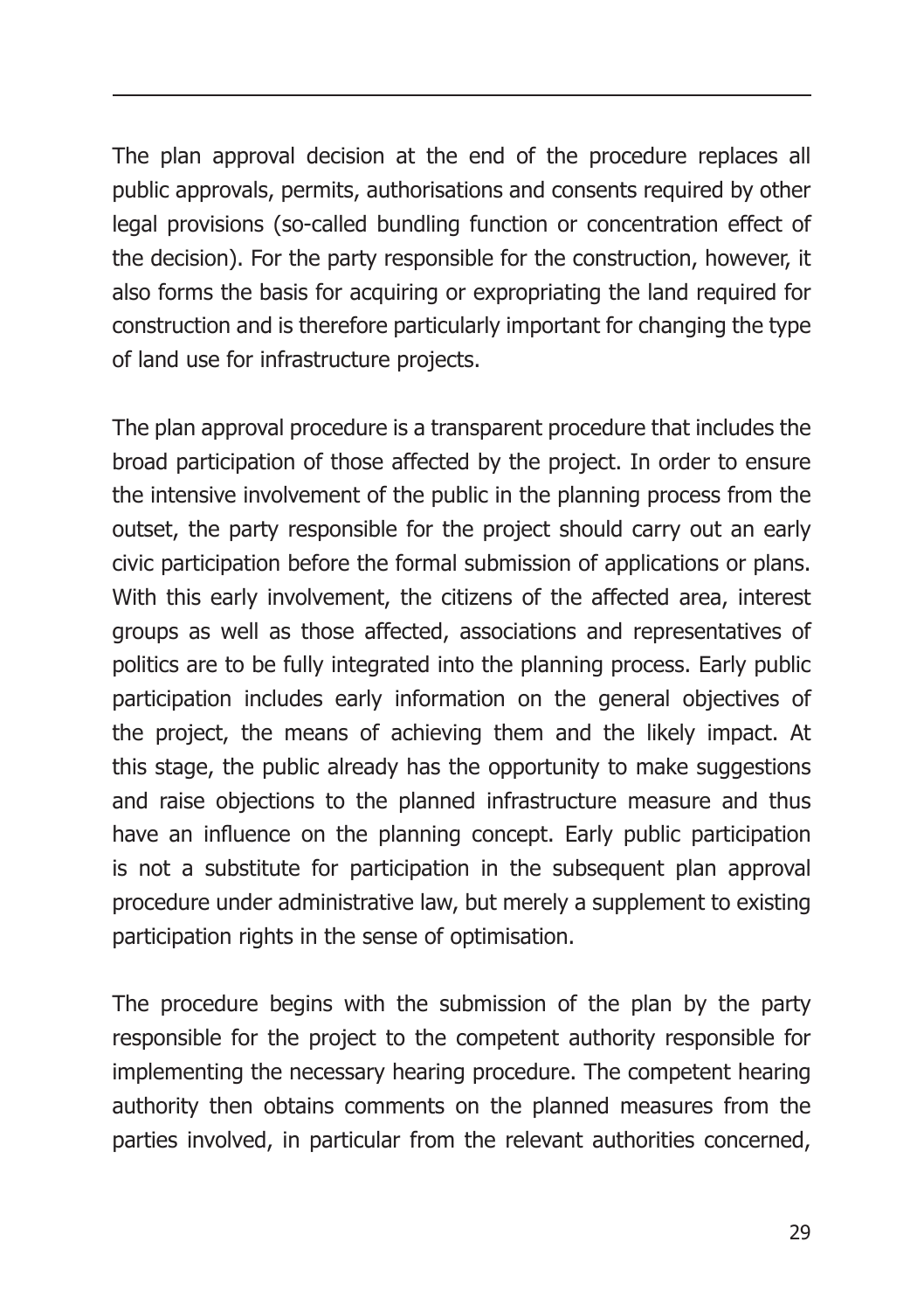The plan approval decision at the end of the procedure replaces all public approvals, permits, authorisations and consents required by other legal provisions (so-called bundling function or concentration effect of the decision). For the party responsible for the construction, however, it also forms the basis for acquiring or expropriating the land required for construction and is therefore particularly important for changing the type of land use for infrastructure projects.

The plan approval procedure is a transparent procedure that includes the broad participation of those affected by the project. In order to ensure the intensive involvement of the public in the planning process from the outset, the party responsible for the project should carry out an early civic participation before the formal submission of applications or plans. With this early involvement, the citizens of the affected area, interest groups as well as those affected, associations and representatives of politics are to be fully integrated into the planning process. Early public participation includes early information on the general objectives of the project, the means of achieving them and the likely impact. At this stage, the public already has the opportunity to make suggestions and raise objections to the planned infrastructure measure and thus have an influence on the planning concept. Early public participation is not a substitute for participation in the subsequent plan approval procedure under administrative law, but merely a supplement to existing participation rights in the sense of optimisation.

The procedure begins with the submission of the plan by the party responsible for the project to the competent authority responsible for implementing the necessary hearing procedure. The competent hearing authority then obtains comments on the planned measures from the parties involved, in particular from the relevant authorities concerned,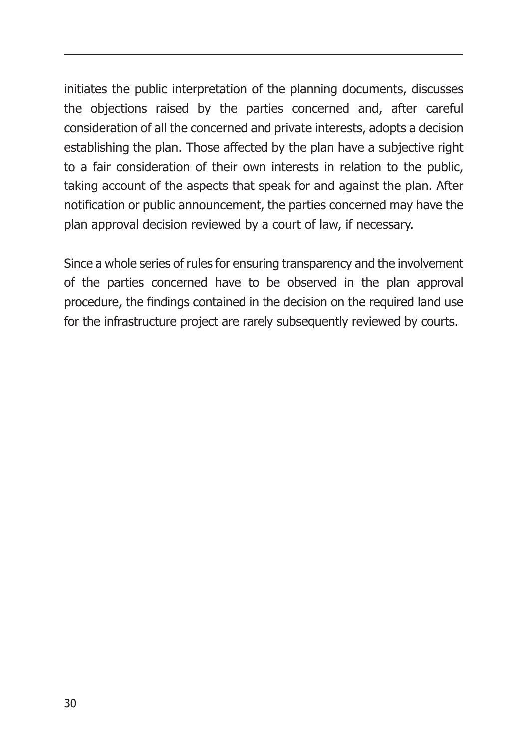initiates the public interpretation of the planning documents, discusses the objections raised by the parties concerned and, after careful consideration of all the concerned and private interests, adopts a decision establishing the plan. Those affected by the plan have a subjective right to a fair consideration of their own interests in relation to the public, taking account of the aspects that speak for and against the plan. After notification or public announcement, the parties concerned may have the plan approval decision reviewed by a court of law, if necessary.

Since a whole series of rules for ensuring transparency and the involvement of the parties concerned have to be observed in the plan approval procedure, the findings contained in the decision on the required land use for the infrastructure project are rarely subsequently reviewed by courts.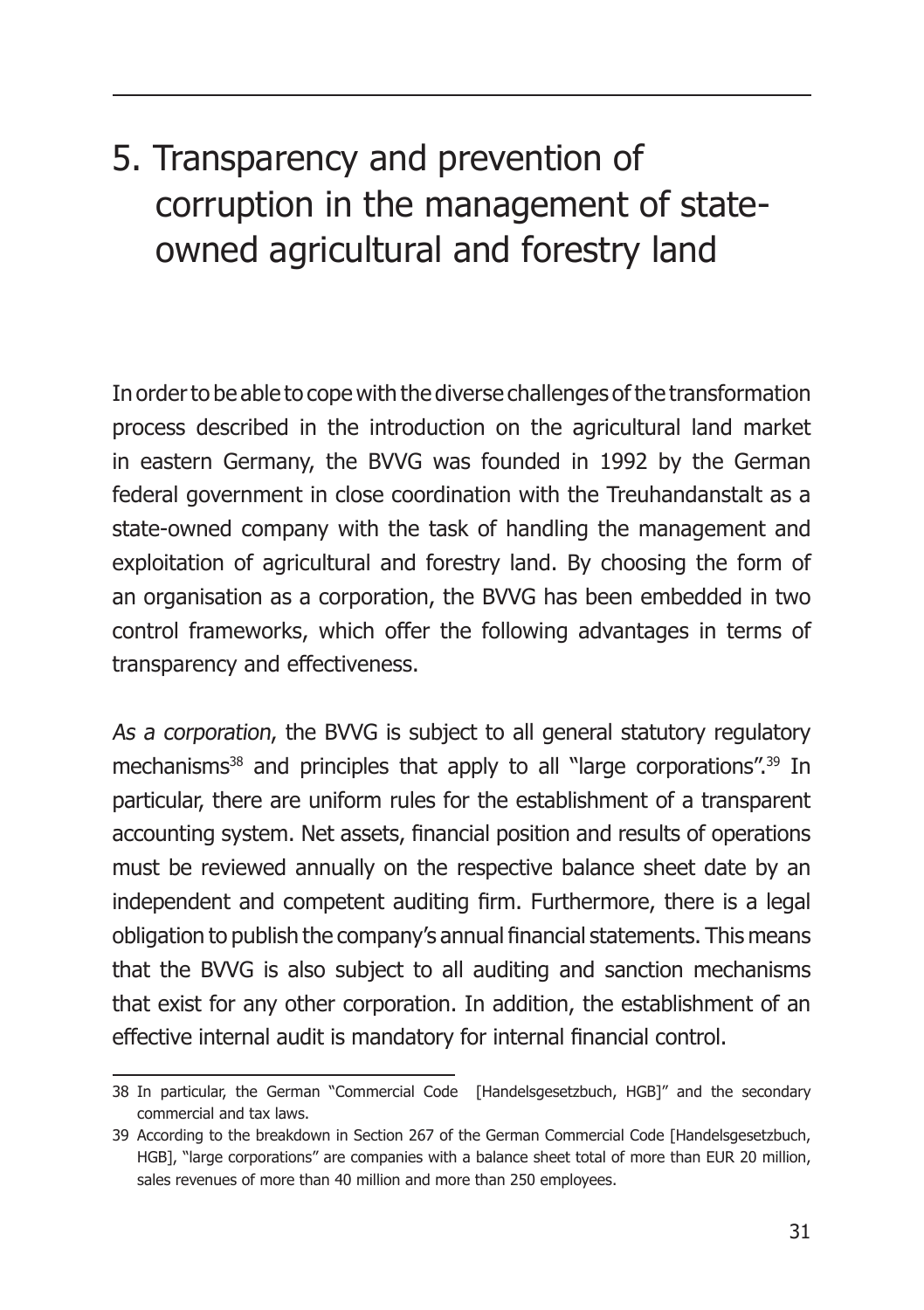# 5. Transparency and prevention of corruption in the management of state-owned agricultural and forestry land

In order to be able to cope with the diverse challenges of the transformation process described in the introduction on the agricultural land market in eastern Germany, the BVVG was founded in 1992 by the German federal government in close coordination with the Treuhandanstalt as a state-owned company with the task of handling the management and exploitation of agricultural and forestry land. By choosing the form of an organisation as a corporation, the BVVG has been embedded in two control frameworks, which offer the following advantages in terms of transparency and effectiveness.

*As a corporation*, the BVVG is subject to all general statutory regulatory mechanisms[38] and principles that apply to all "large corporations".[39] In particular, there are uniform rules for the establishment of a transparent accounting system. Net assets, financial position and results of operations must be reviewed annually on the respective balance sheet date by an independent and competent auditing firm. Furthermore, there is a legal obligation to publish the company's annual financial statements. This means that the BVVG is also subject to all auditing and sanction mechanisms that exist for any other corporation. In addition, the establishment of an effective internal audit is mandatory for internal financial control.

---

38 In particular, the German "Commercial Code [Handelsgesetzbuch, HGB]" and the secondary commercial and tax laws.

39 According to the breakdown in Section 267 of the German Commercial Code [Handelsgesetzbuch, HGB], "large corporations" are companies with a balance sheet total of more than EUR 20 million, sales revenues of more than 40 million and more than 250 employees.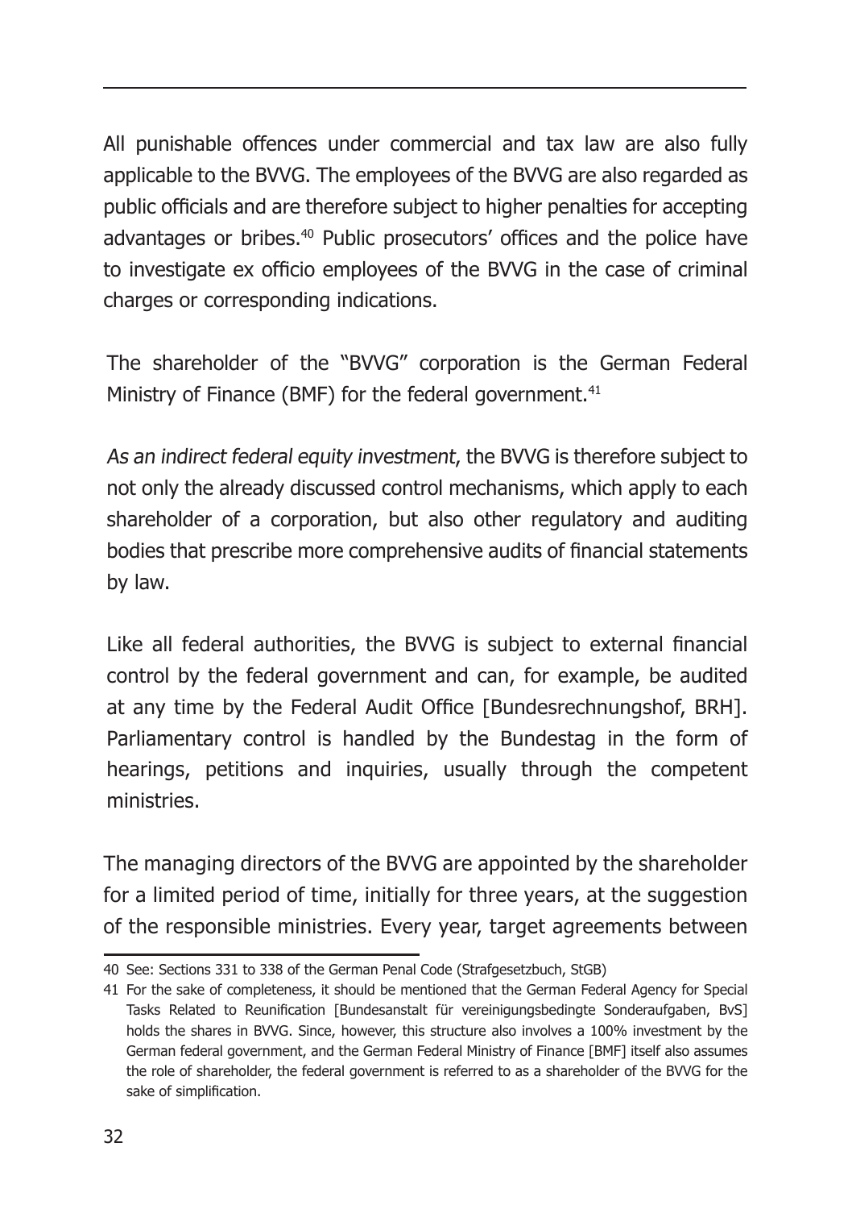All punishable offences under commercial and tax law are also fully applicable to the BVVG. The employees of the BVVG are also regarded as public officials and are therefore subject to higher penalties for accepting advantages or bribes.[40] Public prosecutors' offices and the police have to investigate ex officio employees of the BVVG in the case of criminal charges or corresponding indications.

The shareholder of the "BVVG" corporation is the German Federal Ministry of Finance (BMF) for the federal government.[41]

*As an indirect federal equity investment*, the BVVG is therefore subject to not only the already discussed control mechanisms, which apply to each shareholder of a corporation, but also other regulatory and auditing bodies that prescribe more comprehensive audits of financial statements by law.

Like all federal authorities, the BVVG is subject to external financial control by the federal government and can, for example, be audited at any time by the Federal Audit Office [Bundesrechnungshof, BRH]. Parliamentary control is handled by the Bundestag in the form of hearings, petitions and inquiries, usually through the competent ministries.

The managing directors of the BVVG are appointed by the shareholder for a limited period of time, initially for three years, at the suggestion of the responsible ministries. Every year, target agreements between

---

40 See: Sections 331 to 338 of the German Penal Code (Strafgesetzbuch, StGB)

41 For the sake of completeness, it should be mentioned that the German Federal Agency for Special Tasks Related to Reunification [Bundesanstalt für vereinigungsbedingte Sonderaufgaben, BvS] holds the shares in BVVG. Since, however, this structure also involves a 100% investment by the German federal government, and the German Federal Ministry of Finance [BMF] itself also assumes the role of shareholder, the federal government is referred to as a shareholder of the BVVG for the sake of simplification.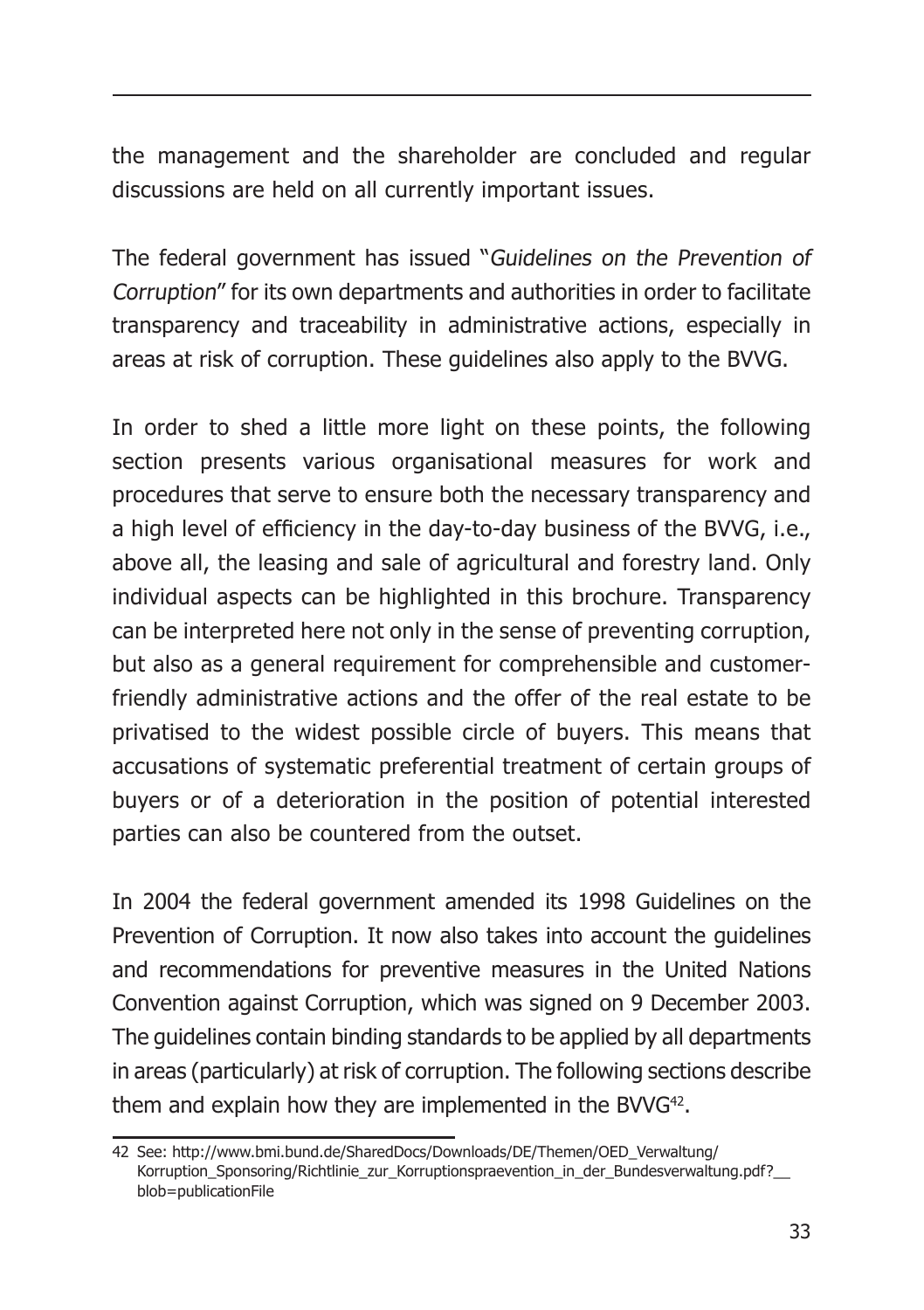the management and the shareholder are concluded and regular discussions are held on all currently important issues.

The federal government has issued "*Guidelines on the Prevention of Corruption*" for its own departments and authorities in order to facilitate transparency and traceability in administrative actions, especially in areas at risk of corruption. These guidelines also apply to the BVVG.

In order to shed a little more light on these points, the following section presents various organisational measures for work and procedures that serve to ensure both the necessary transparency and a high level of efficiency in the day-to-day business of the BVVG, i.e., above all, the leasing and sale of agricultural and forestry land. Only individual aspects can be highlighted in this brochure. Transparency can be interpreted here not only in the sense of preventing corruption, but also as a general requirement for comprehensible and customer-friendly administrative actions and the offer of the real estate to be privatised to the widest possible circle of buyers. This means that accusations of systematic preferential treatment of certain groups of buyers or of a deterioration in the position of potential interested parties can also be countered from the outset.

In 2004 the federal government amended its 1998 Guidelines on the Prevention of Corruption. It now also takes into account the guidelines and recommendations for preventive measures in the United Nations Convention against Corruption, which was signed on 9 December 2003. The guidelines contain binding standards to be applied by all departments in areas (particularly) at risk of corruption. The following sections describe them and explain how they are implemented in the BVVG[42].

42 See: http://www.bmi.bund.de/SharedDocs/Downloads/DE/Themen/OED_Verwaltung/Korruption_Sponsoring/Richtlinie_zur_Korruptionspraevention_in_der_Bundesverwaltung.pdf?__blob=publicationFile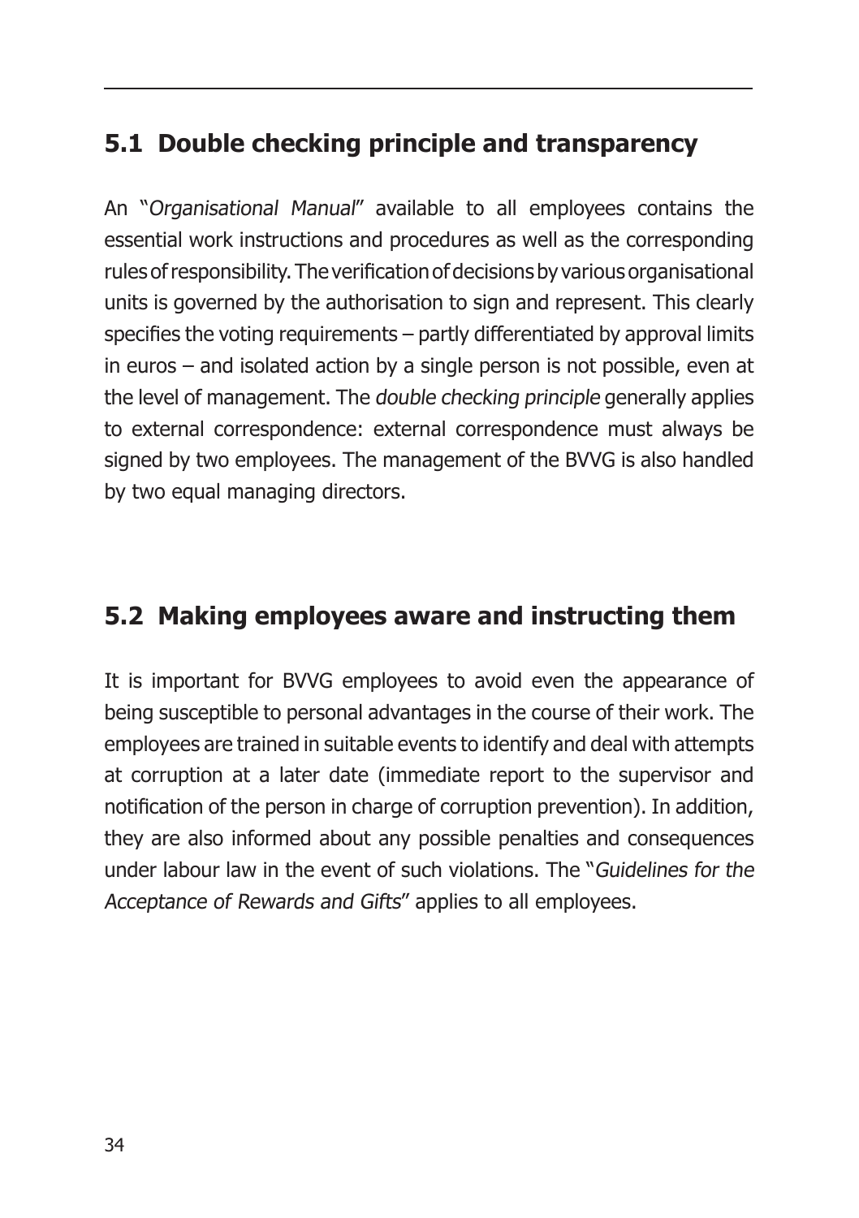## 5.1 Double checking principle and transparency

An "*Organisational Manual*" available to all employees contains the essential work instructions and procedures as well as the corresponding rules of responsibility. The verification of decisions by various organisational units is governed by the authorisation to sign and represent. This clearly specifies the voting requirements – partly differentiated by approval limits in euros – and isolated action by a single person is not possible, even at the level of management. The *double checking principle* generally applies to external correspondence: external correspondence must always be signed by two employees. The management of the BVVG is also handled by two equal managing directors.

## 5.2 Making employees aware and instructing them

It is important for BVVG employees to avoid even the appearance of being susceptible to personal advantages in the course of their work. The employees are trained in suitable events to identify and deal with attempts at corruption at a later date (immediate report to the supervisor and notification of the person in charge of corruption prevention). In addition, they are also informed about any possible penalties and consequences under labour law in the event of such violations. The "*Guidelines for the Acceptance of Rewards and Gifts*" applies to all employees.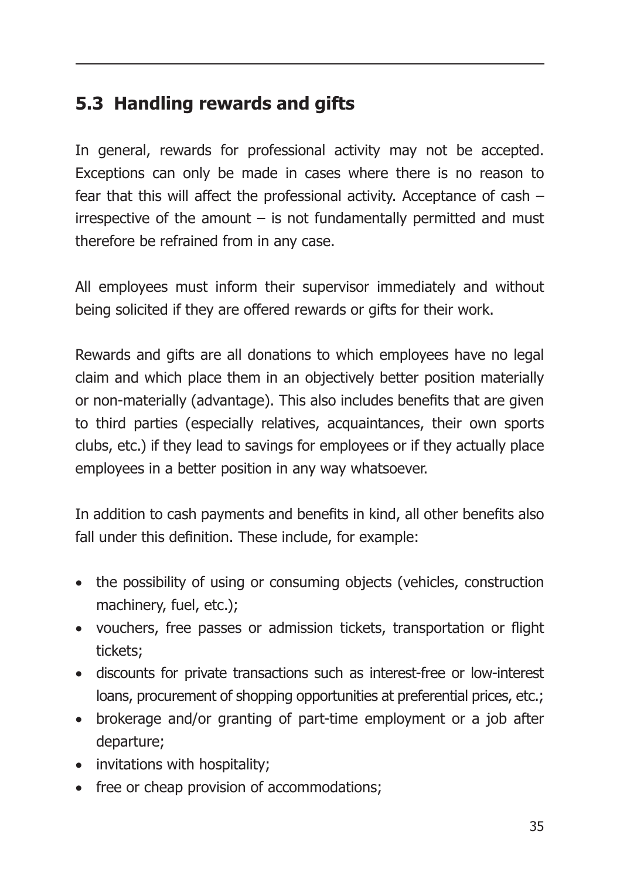## 5.3 Handling rewards and gifts

In general, rewards for professional activity may not be accepted. Exceptions can only be made in cases where there is no reason to fear that this will affect the professional activity. Acceptance of cash – irrespective of the amount – is not fundamentally permitted and must therefore be refrained from in any case.

All employees must inform their supervisor immediately and without being solicited if they are offered rewards or gifts for their work.

Rewards and gifts are all donations to which employees have no legal claim and which place them in an objectively better position materially or non-materially (advantage). This also includes benefits that are given to third parties (especially relatives, acquaintances, their own sports clubs, etc.) if they lead to savings for employees or if they actually place employees in a better position in any way whatsoever.

In addition to cash payments and benefits in kind, all other benefits also fall under this definition. These include, for example:

- the possibility of using or consuming objects (vehicles, construction machinery, fuel, etc.);
- vouchers, free passes or admission tickets, transportation or flight tickets;
- discounts for private transactions such as interest-free or low-interest loans, procurement of shopping opportunities at preferential prices, etc.;
- brokerage and/or granting of part-time employment or a job after departure;
- invitations with hospitality;
- free or cheap provision of accommodations;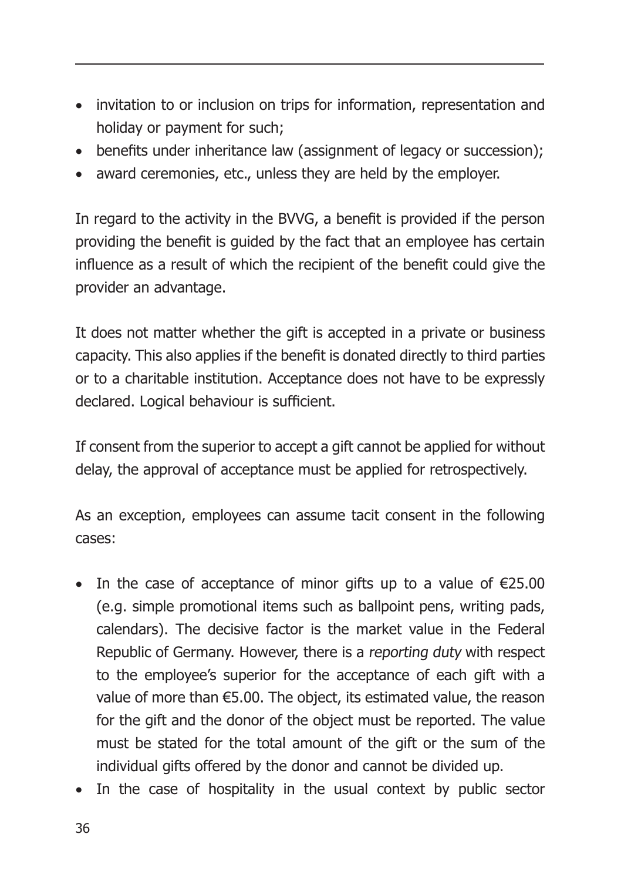- invitation to or inclusion on trips for information, representation and holiday or payment for such;
- benefits under inheritance law (assignment of legacy or succession);
- award ceremonies, etc., unless they are held by the employer.

In regard to the activity in the BVVG, a benefit is provided if the person providing the benefit is guided by the fact that an employee has certain influence as a result of which the recipient of the benefit could give the provider an advantage.

It does not matter whether the gift is accepted in a private or business capacity. This also applies if the benefit is donated directly to third parties or to a charitable institution. Acceptance does not have to be expressly declared. Logical behaviour is sufficient.

If consent from the superior to accept a gift cannot be applied for without delay, the approval of acceptance must be applied for retrospectively.

As an exception, employees can assume tacit consent in the following cases:

- In the case of acceptance of minor gifts up to a value of €25.00 (e.g. simple promotional items such as ballpoint pens, writing pads, calendars). The decisive factor is the market value in the Federal Republic of Germany. However, there is a *reporting duty* with respect to the employee's superior for the acceptance of each gift with a value of more than €5.00. The object, its estimated value, the reason for the gift and the donor of the object must be reported. The value must be stated for the total amount of the gift or the sum of the individual gifts offered by the donor and cannot be divided up.
- In the case of hospitality in the usual context by public sector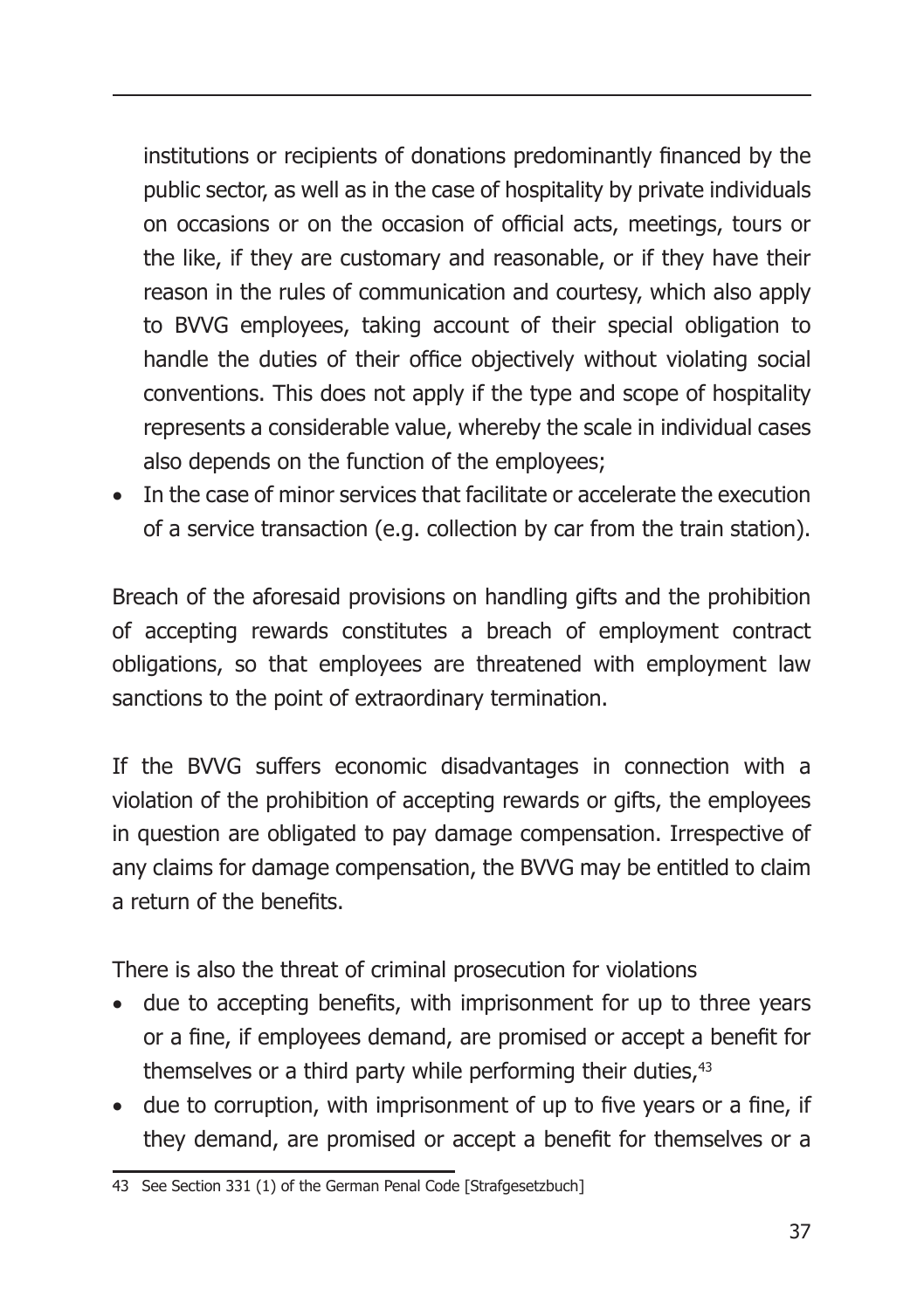institutions or recipients of donations predominantly financed by the public sector, as well as in the case of hospitality by private individuals on occasions or on the occasion of official acts, meetings, tours or the like, if they are customary and reasonable, or if they have their reason in the rules of communication and courtesy, which also apply to BVVG employees, taking account of their special obligation to handle the duties of their office objectively without violating social conventions. This does not apply if the type and scope of hospitality represents a considerable value, whereby the scale in individual cases also depends on the function of the employees;

- In the case of minor services that facilitate or accelerate the execution of a service transaction (e.g. collection by car from the train station).

Breach of the aforesaid provisions on handling gifts and the prohibition of accepting rewards constitutes a breach of employment contract obligations, so that employees are threatened with employment law sanctions to the point of extraordinary termination.

If the BVVG suffers economic disadvantages in connection with a violation of the prohibition of accepting rewards or gifts, the employees in question are obligated to pay damage compensation. Irrespective of any claims for damage compensation, the BVVG may be entitled to claim a return of the benefits.

There is also the threat of criminal prosecution for violations

- due to accepting benefits, with imprisonment for up to three years or a fine, if employees demand, are promised or accept a benefit for themselves or a third party while performing their duties,[43]
- due to corruption, with imprisonment of up to five years or a fine, if they demand, are promised or accept a benefit for themselves or a

43 See Section 331 (1) of the German Penal Code [Strafgesetzbuch]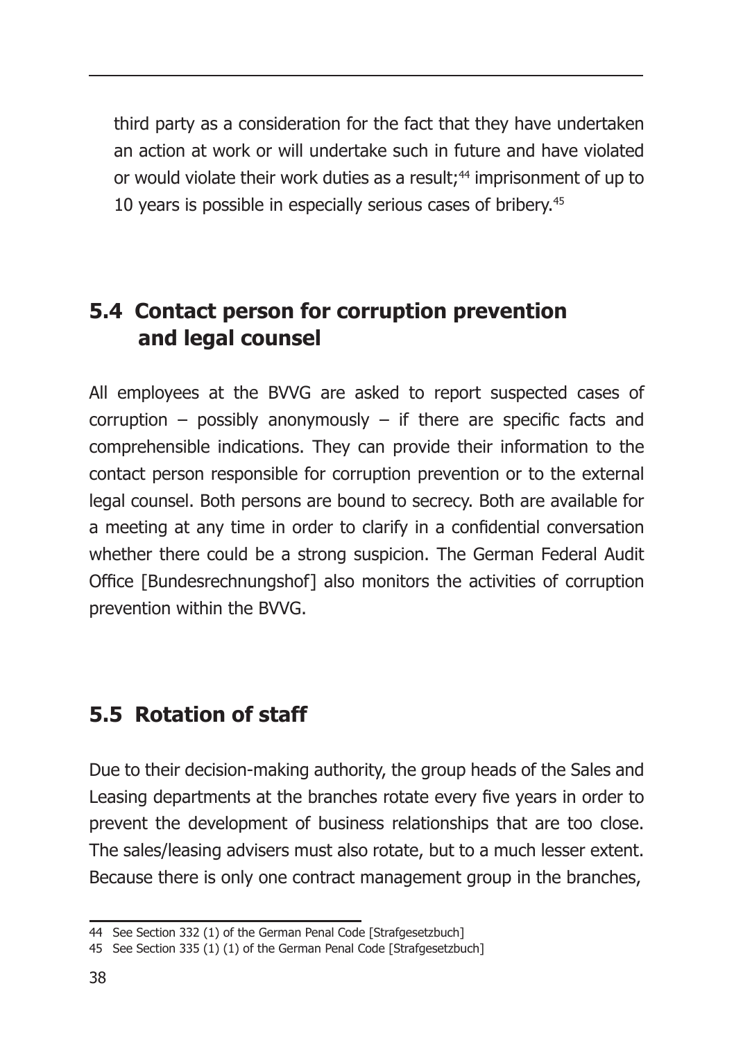third party as a consideration for the fact that they have undertaken an action at work or will undertake such in future and have violated or would violate their work duties as a result;[44] imprisonment of up to 10 years is possible in especially serious cases of bribery.[45]

## 5.4 Contact person for corruption prevention and legal counsel

All employees at the BVVG are asked to report suspected cases of corruption – possibly anonymously – if there are specific facts and comprehensible indications. They can provide their information to the contact person responsible for corruption prevention or to the external legal counsel. Both persons are bound to secrecy. Both are available for a meeting at any time in order to clarify in a confidential conversation whether there could be a strong suspicion. The German Federal Audit Office [Bundesrechnungshof] also monitors the activities of corruption prevention within the BVVG.

## 5.5 Rotation of staff

Due to their decision-making authority, the group heads of the Sales and Leasing departments at the branches rotate every five years in order to prevent the development of business relationships that are too close. The sales/leasing advisers must also rotate, but to a much lesser extent. Because there is only one contract management group in the branches,

---

44 See Section 332 (1) of the German Penal Code [Strafgesetzbuch]

45 See Section 335 (1) (1) of the German Penal Code [Strafgesetzbuch]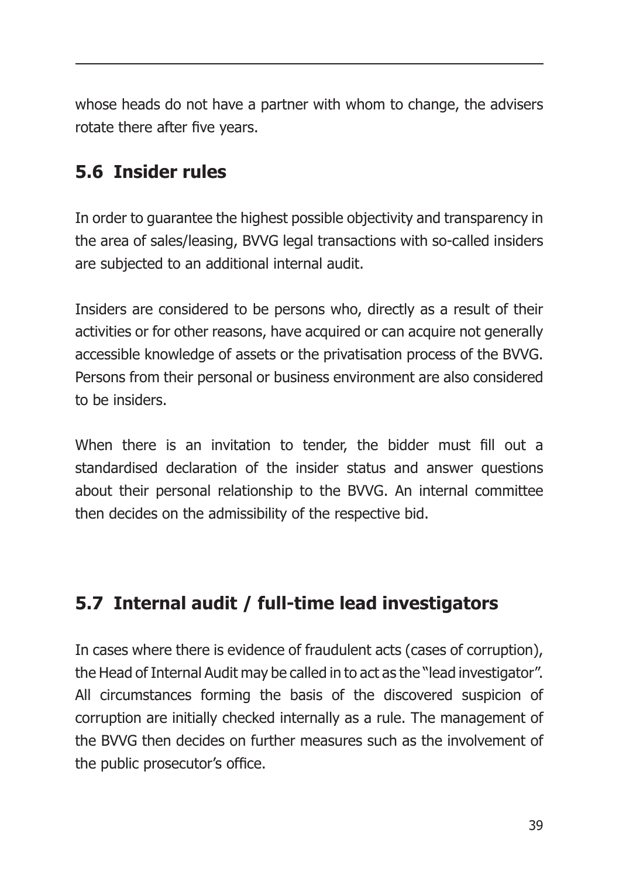whose heads do not have a partner with whom to change, the advisers rotate there after five years.

## 5.6 Insider rules

In order to guarantee the highest possible objectivity and transparency in the area of sales/leasing, BVVG legal transactions with so-called insiders are subjected to an additional internal audit.

Insiders are considered to be persons who, directly as a result of their activities or for other reasons, have acquired or can acquire not generally accessible knowledge of assets or the privatisation process of the BVVG. Persons from their personal or business environment are also considered to be insiders.

When there is an invitation to tender, the bidder must fill out a standardised declaration of the insider status and answer questions about their personal relationship to the BVVG. An internal committee then decides on the admissibility of the respective bid.

## 5.7 Internal audit / full-time lead investigators

In cases where there is evidence of fraudulent acts (cases of corruption), the Head of Internal Audit may be called in to act as the "lead investigator". All circumstances forming the basis of the discovered suspicion of corruption are initially checked internally as a rule. The management of the BVVG then decides on further measures such as the involvement of the public prosecutor's office.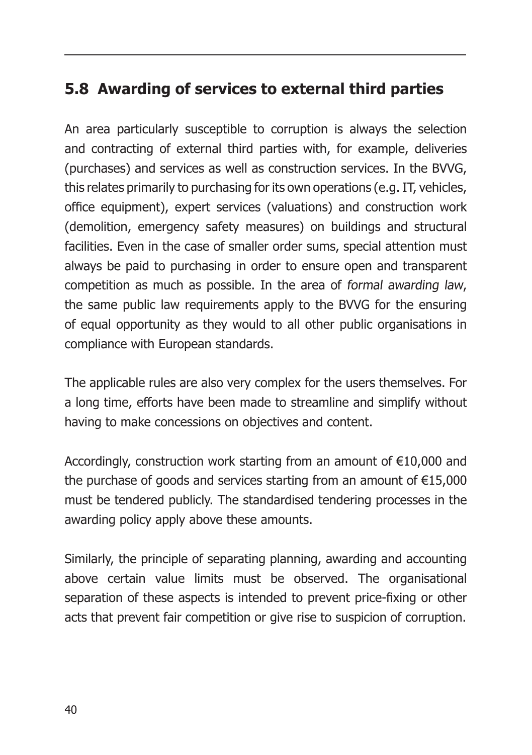## 5.8 Awarding of services to external third parties

An area particularly susceptible to corruption is always the selection and contracting of external third parties with, for example, deliveries (purchases) and services as well as construction services. In the BVVG, this relates primarily to purchasing for its own operations (e.g. IT, vehicles, office equipment), expert services (valuations) and construction work (demolition, emergency safety measures) on buildings and structural facilities. Even in the case of smaller order sums, special attention must always be paid to purchasing in order to ensure open and transparent competition as much as possible. In the area of *formal awarding law*, the same public law requirements apply to the BVVG for the ensuring of equal opportunity as they would to all other public organisations in compliance with European standards.

The applicable rules are also very complex for the users themselves. For a long time, efforts have been made to streamline and simplify without having to make concessions on objectives and content.

Accordingly, construction work starting from an amount of €10,000 and the purchase of goods and services starting from an amount of €15,000 must be tendered publicly. The standardised tendering processes in the awarding policy apply above these amounts.

Similarly, the principle of separating planning, awarding and accounting above certain value limits must be observed. The organisational separation of these aspects is intended to prevent price-fixing or other acts that prevent fair competition or give rise to suspicion of corruption.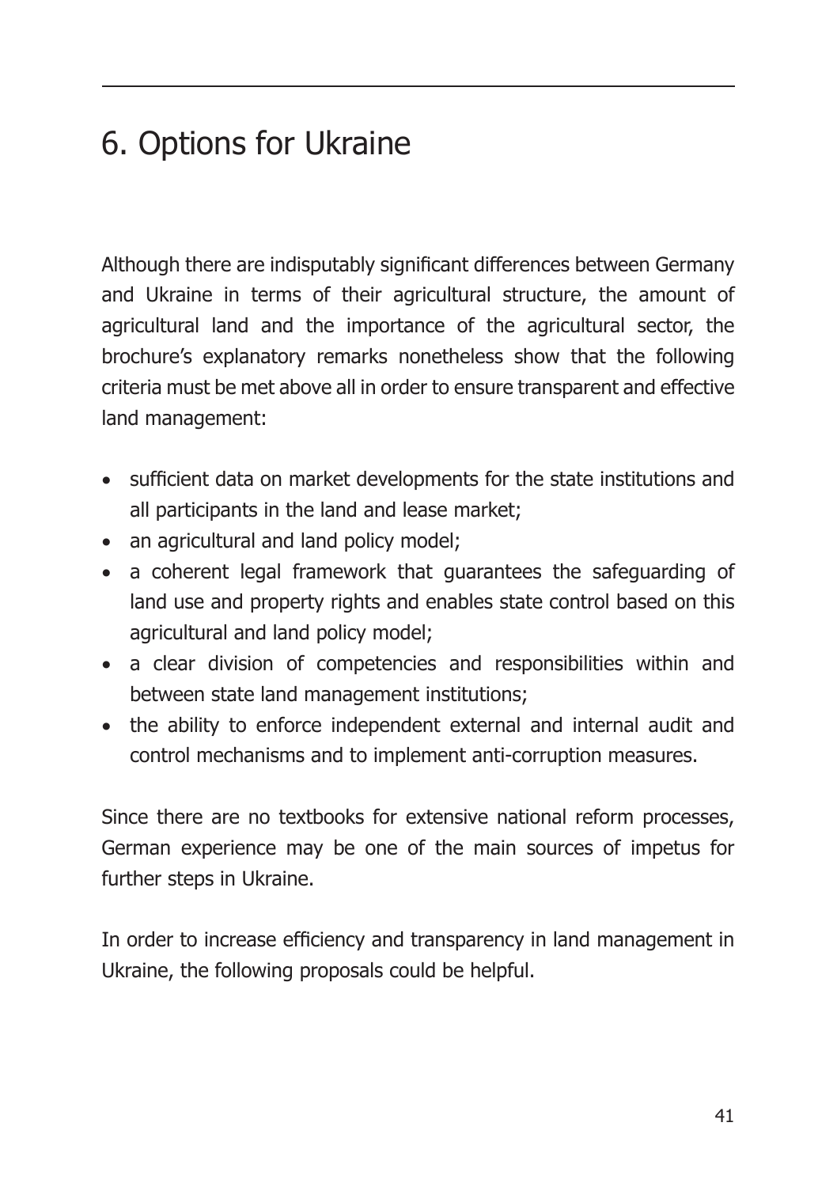# 6. Options for Ukraine

Although there are indisputably significant differences between Germany and Ukraine in terms of their agricultural structure, the amount of agricultural land and the importance of the agricultural sector, the brochure's explanatory remarks nonetheless show that the following criteria must be met above all in order to ensure transparent and effective land management:

- sufficient data on market developments for the state institutions and all participants in the land and lease market;
- an agricultural and land policy model;
- a coherent legal framework that guarantees the safeguarding of land use and property rights and enables state control based on this agricultural and land policy model;
- a clear division of competencies and responsibilities within and between state land management institutions;
- the ability to enforce independent external and internal audit and control mechanisms and to implement anti-corruption measures.

Since there are no textbooks for extensive national reform processes, German experience may be one of the main sources of impetus for further steps in Ukraine.

In order to increase efficiency and transparency in land management in Ukraine, the following proposals could be helpful.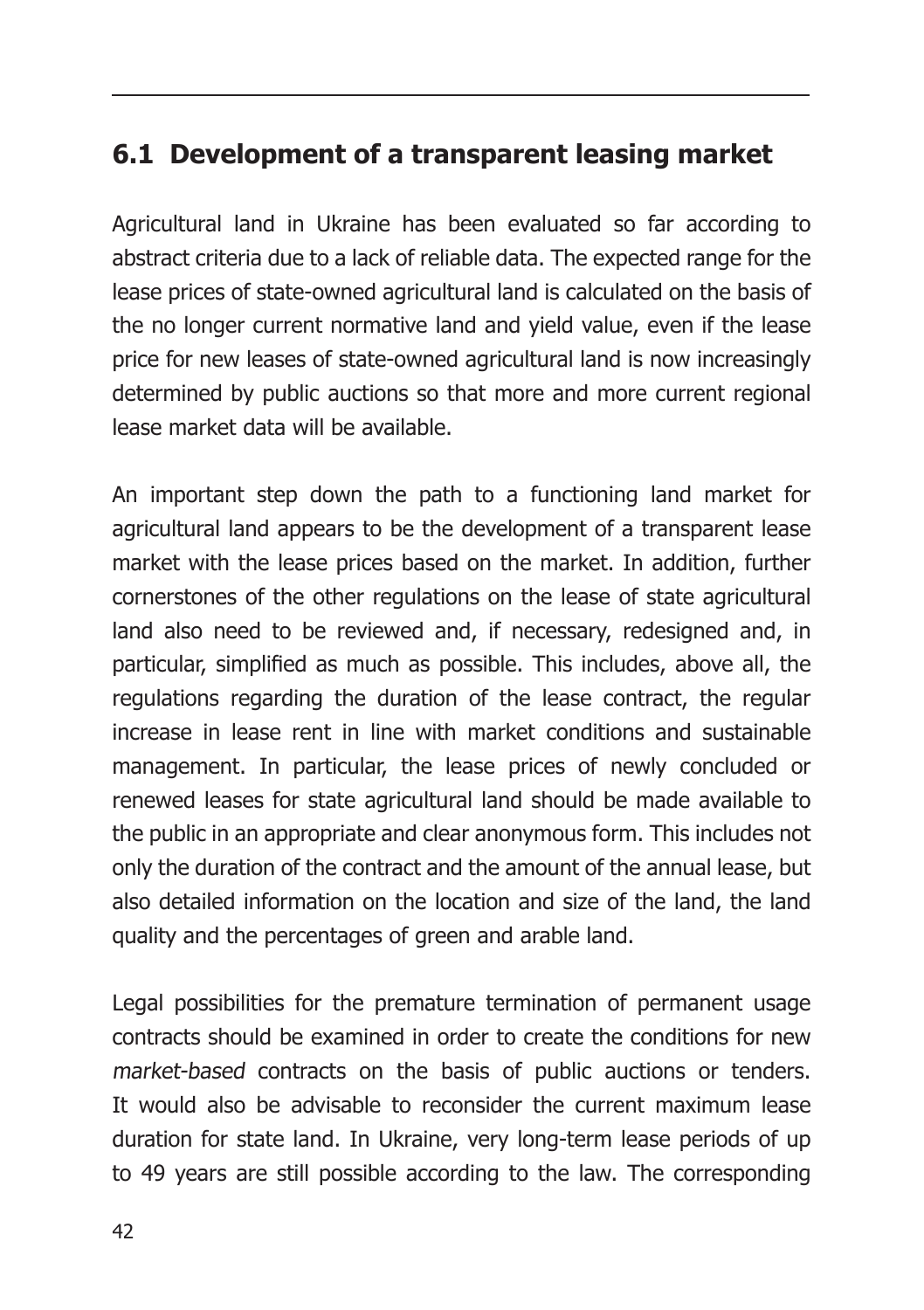## 6.1 Development of a transparent leasing market

Agricultural land in Ukraine has been evaluated so far according to abstract criteria due to a lack of reliable data. The expected range for the lease prices of state-owned agricultural land is calculated on the basis of the no longer current normative land and yield value, even if the lease price for new leases of state-owned agricultural land is now increasingly determined by public auctions so that more and more current regional lease market data will be available.

An important step down the path to a functioning land market for agricultural land appears to be the development of a transparent lease market with the lease prices based on the market. In addition, further cornerstones of the other regulations on the lease of state agricultural land also need to be reviewed and, if necessary, redesigned and, in particular, simplified as much as possible. This includes, above all, the regulations regarding the duration of the lease contract, the regular increase in lease rent in line with market conditions and sustainable management. In particular, the lease prices of newly concluded or renewed leases for state agricultural land should be made available to the public in an appropriate and clear anonymous form. This includes not only the duration of the contract and the amount of the annual lease, but also detailed information on the location and size of the land, the land quality and the percentages of green and arable land.

Legal possibilities for the premature termination of permanent usage contracts should be examined in order to create the conditions for new *market-based* contracts on the basis of public auctions or tenders. It would also be advisable to reconsider the current maximum lease duration for state land. In Ukraine, very long-term lease periods of up to 49 years are still possible according to the law. The corresponding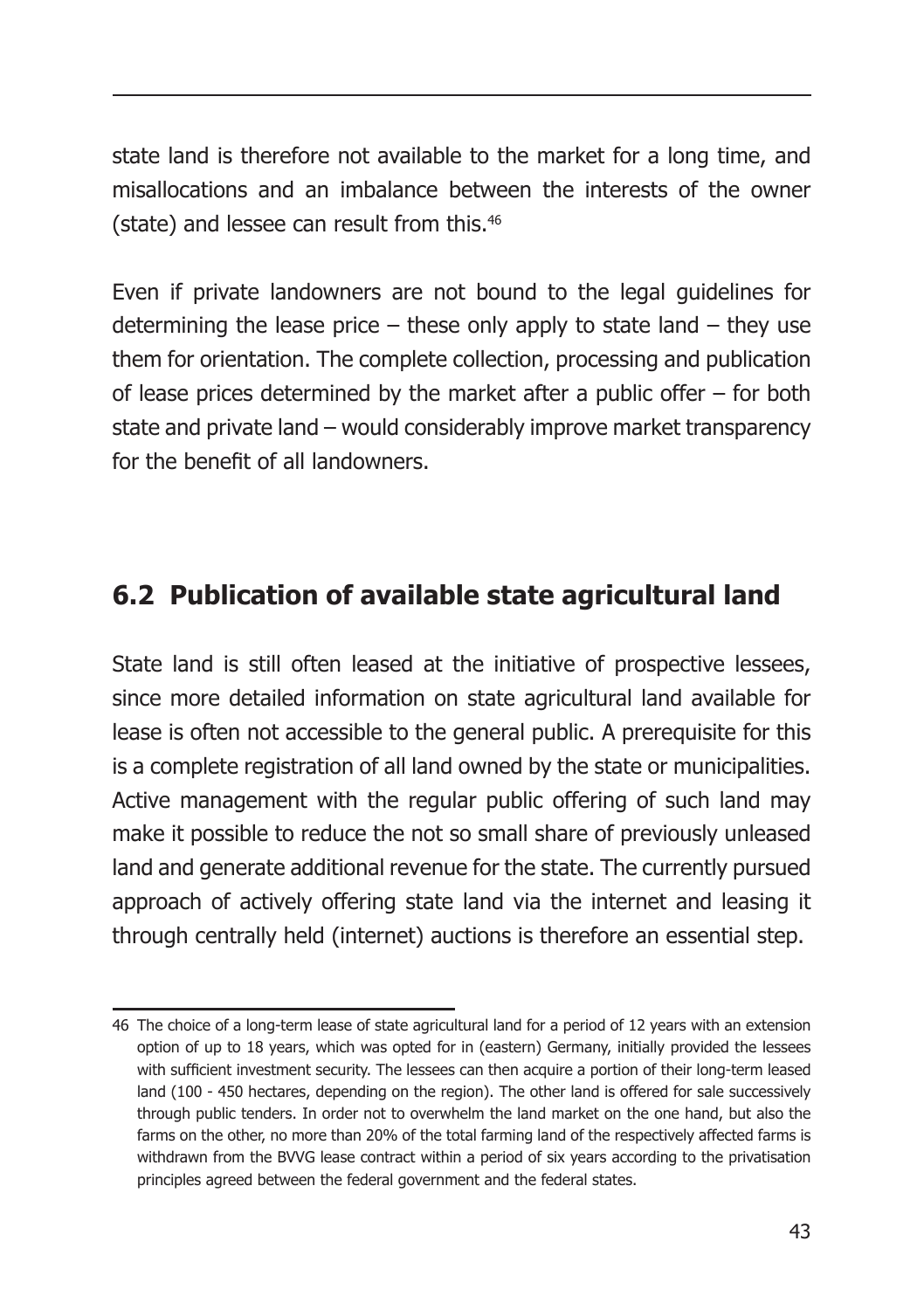state land is therefore not available to the market for a long time, and misallocations and an imbalance between the interests of the owner (state) and lessee can result from this.[46]

Even if private landowners are not bound to the legal guidelines for determining the lease price – these only apply to state land – they use them for orientation. The complete collection, processing and publication of lease prices determined by the market after a public offer – for both state and private land – would considerably improve market transparency for the benefit of all landowners.

## 6.2 Publication of available state agricultural land

State land is still often leased at the initiative of prospective lessees, since more detailed information on state agricultural land available for lease is often not accessible to the general public. A prerequisite for this is a complete registration of all land owned by the state or municipalities. Active management with the regular public offering of such land may make it possible to reduce the not so small share of previously unleased land and generate additional revenue for the state. The currently pursued approach of actively offering state land via the internet and leasing it through centrally held (internet) auctions is therefore an essential step.

---

46 The choice of a long-term lease of state agricultural land for a period of 12 years with an extension option of up to 18 years, which was opted for in (eastern) Germany, initially provided the lessees with sufficient investment security. The lessees can then acquire a portion of their long-term leased land (100 - 450 hectares, depending on the region). The other land is offered for sale successively through public tenders. In order not to overwhelm the land market on the one hand, but also the farms on the other, no more than 20% of the total farming land of the respectively affected farms is withdrawn from the BVVG lease contract within a period of six years according to the privatisation principles agreed between the federal government and the federal states.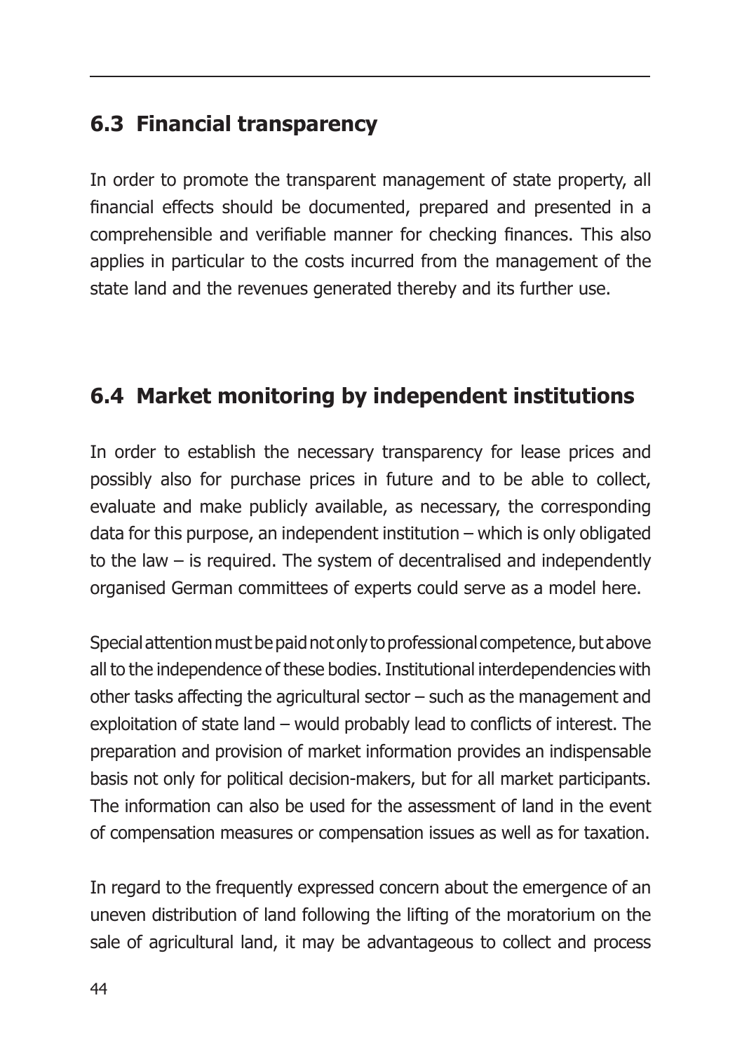## 6.3 Financial transparency

In order to promote the transparent management of state property, all financial effects should be documented, prepared and presented in a comprehensible and verifiable manner for checking finances. This also applies in particular to the costs incurred from the management of the state land and the revenues generated thereby and its further use.

## 6.4 Market monitoring by independent institutions

In order to establish the necessary transparency for lease prices and possibly also for purchase prices in future and to be able to collect, evaluate and make publicly available, as necessary, the corresponding data for this purpose, an independent institution – which is only obligated to the law – is required. The system of decentralised and independently organised German committees of experts could serve as a model here.

Special attention must be paid not only to professional competence, but above all to the independence of these bodies. Institutional interdependencies with other tasks affecting the agricultural sector – such as the management and exploitation of state land – would probably lead to conflicts of interest. The preparation and provision of market information provides an indispensable basis not only for political decision-makers, but for all market participants. The information can also be used for the assessment of land in the event of compensation measures or compensation issues as well as for taxation.

In regard to the frequently expressed concern about the emergence of an uneven distribution of land following the lifting of the moratorium on the sale of agricultural land, it may be advantageous to collect and process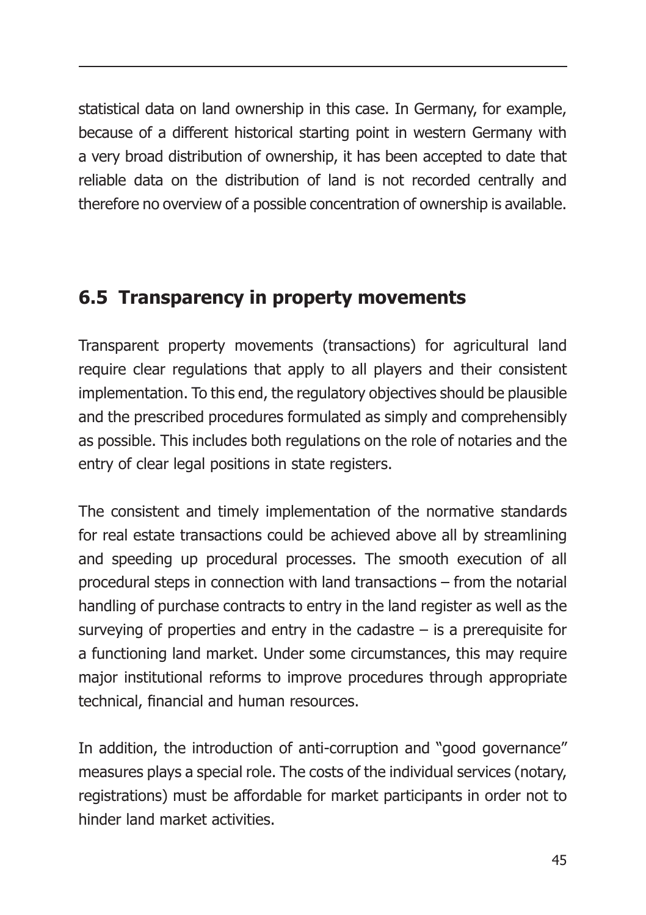statistical data on land ownership in this case. In Germany, for example, because of a different historical starting point in western Germany with a very broad distribution of ownership, it has been accepted to date that reliable data on the distribution of land is not recorded centrally and therefore no overview of a possible concentration of ownership is available.

## 6.5 Transparency in property movements

Transparent property movements (transactions) for agricultural land require clear regulations that apply to all players and their consistent implementation. To this end, the regulatory objectives should be plausible and the prescribed procedures formulated as simply and comprehensibly as possible. This includes both regulations on the role of notaries and the entry of clear legal positions in state registers.

The consistent and timely implementation of the normative standards for real estate transactions could be achieved above all by streamlining and speeding up procedural processes. The smooth execution of all procedural steps in connection with land transactions – from the notarial handling of purchase contracts to entry in the land register as well as the surveying of properties and entry in the cadastre – is a prerequisite for a functioning land market. Under some circumstances, this may require major institutional reforms to improve procedures through appropriate technical, financial and human resources.

In addition, the introduction of anti-corruption and "good governance" measures plays a special role. The costs of the individual services (notary, registrations) must be affordable for market participants in order not to hinder land market activities.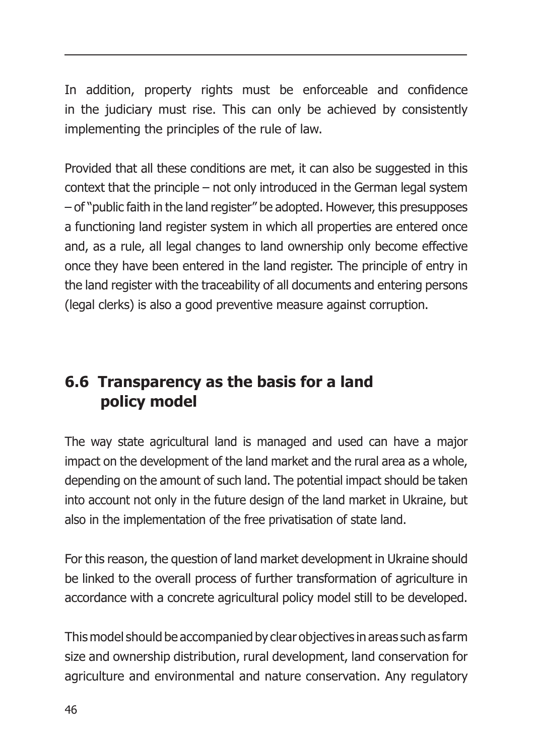In addition, property rights must be enforceable and confidence in the judiciary must rise. This can only be achieved by consistently implementing the principles of the rule of law.

Provided that all these conditions are met, it can also be suggested in this context that the principle – not only introduced in the German legal system – of "public faith in the land register" be adopted. However, this presupposes a functioning land register system in which all properties are entered once and, as a rule, all legal changes to land ownership only become effective once they have been entered in the land register. The principle of entry in the land register with the traceability of all documents and entering persons (legal clerks) is also a good preventive measure against corruption.

## 6.6 Transparency as the basis for a land policy model

The way state agricultural land is managed and used can have a major impact on the development of the land market and the rural area as a whole, depending on the amount of such land. The potential impact should be taken into account not only in the future design of the land market in Ukraine, but also in the implementation of the free privatisation of state land.

For this reason, the question of land market development in Ukraine should be linked to the overall process of further transformation of agriculture in accordance with a concrete agricultural policy model still to be developed.

This model should be accompanied by clear objectives in areas such as farm size and ownership distribution, rural development, land conservation for agriculture and environmental and nature conservation. Any regulatory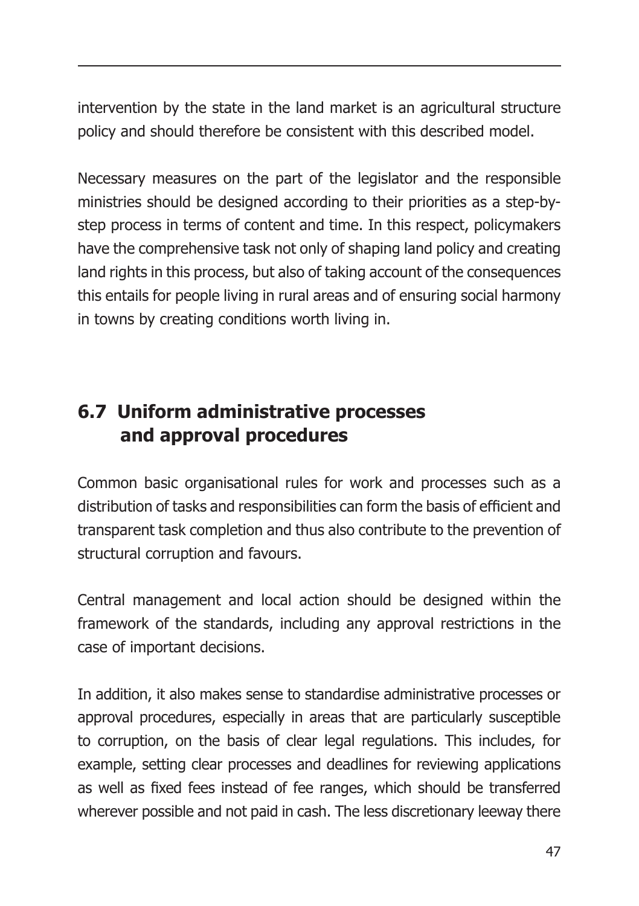intervention by the state in the land market is an agricultural structure policy and should therefore be consistent with this described model.

Necessary measures on the part of the legislator and the responsible ministries should be designed according to their priorities as a step-by-step process in terms of content and time. In this respect, policymakers have the comprehensive task not only of shaping land policy and creating land rights in this process, but also of taking account of the consequences this entails for people living in rural areas and of ensuring social harmony in towns by creating conditions worth living in.

## 6.7 Uniform administrative processes and approval procedures

Common basic organisational rules for work and processes such as a distribution of tasks and responsibilities can form the basis of efficient and transparent task completion and thus also contribute to the prevention of structural corruption and favours.

Central management and local action should be designed within the framework of the standards, including any approval restrictions in the case of important decisions.

In addition, it also makes sense to standardise administrative processes or approval procedures, especially in areas that are particularly susceptible to corruption, on the basis of clear legal regulations. This includes, for example, setting clear processes and deadlines for reviewing applications as well as fixed fees instead of fee ranges, which should be transferred wherever possible and not paid in cash. The less discretionary leeway there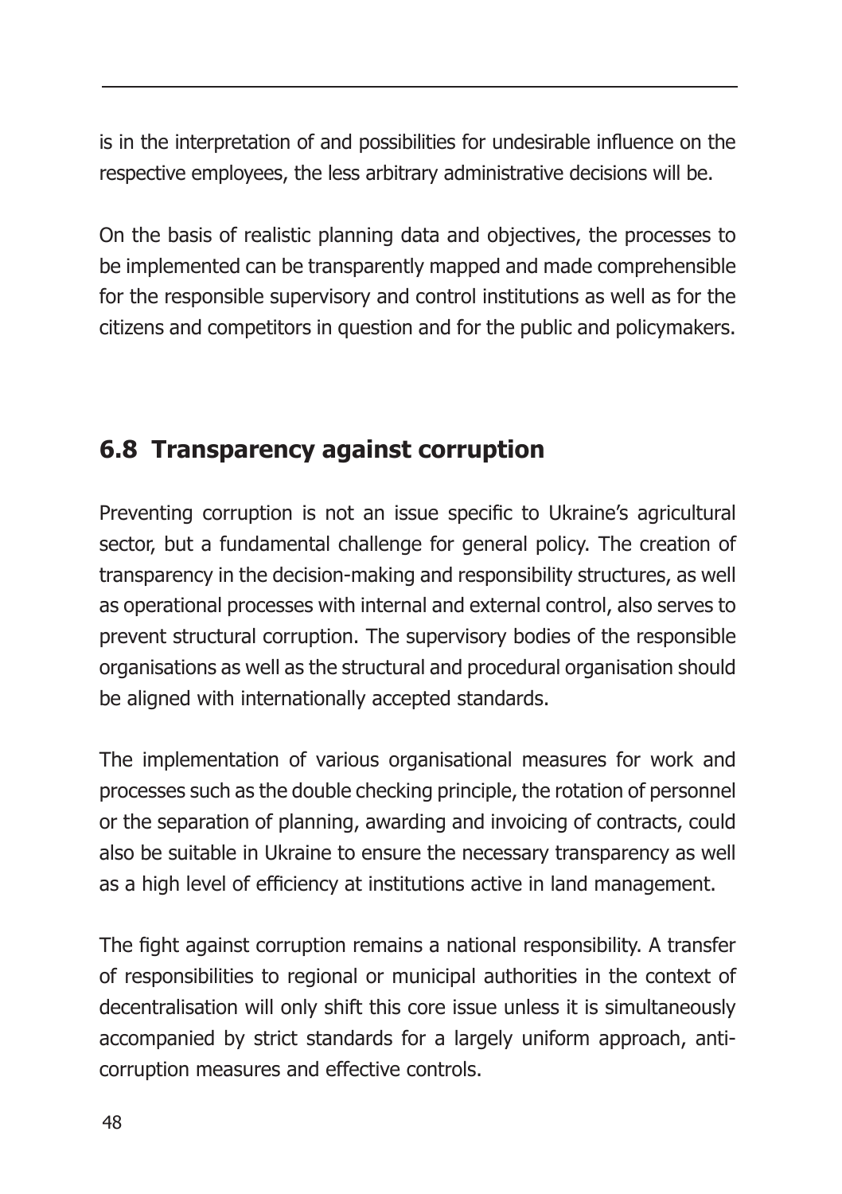is in the interpretation of and possibilities for undesirable influence on the respective employees, the less arbitrary administrative decisions will be.

On the basis of realistic planning data and objectives, the processes to be implemented can be transparently mapped and made comprehensible for the responsible supervisory and control institutions as well as for the citizens and competitors in question and for the public and policymakers.

## 6.8 Transparency against corruption

Preventing corruption is not an issue specific to Ukraine's agricultural sector, but a fundamental challenge for general policy. The creation of transparency in the decision-making and responsibility structures, as well as operational processes with internal and external control, also serves to prevent structural corruption. The supervisory bodies of the responsible organisations as well as the structural and procedural organisation should be aligned with internationally accepted standards.

The implementation of various organisational measures for work and processes such as the double checking principle, the rotation of personnel or the separation of planning, awarding and invoicing of contracts, could also be suitable in Ukraine to ensure the necessary transparency as well as a high level of efficiency at institutions active in land management.

The fight against corruption remains a national responsibility. A transfer of responsibilities to regional or municipal authorities in the context of decentralisation will only shift this core issue unless it is simultaneously accompanied by strict standards for a largely uniform approach, anti-corruption measures and effective controls.